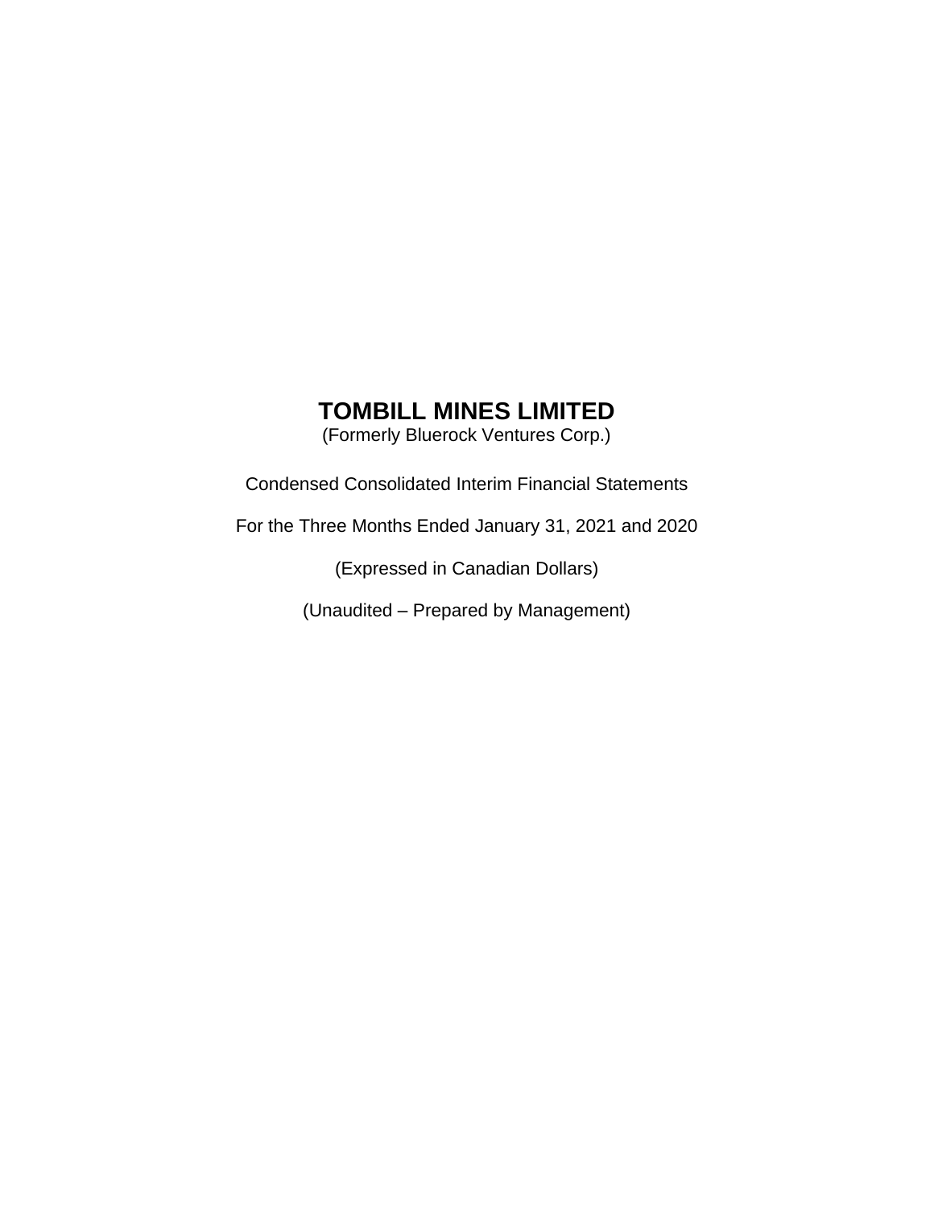# TOMBILL MINES LIMITED

(Formerly Bluerock Ventures Corp.)

Condensed Consolidated Interim Financial Statements

For the Three Months Ended January 31, 2021 and 2020

(Expressed in Canadian Dollars)

(Unaudited – Prepared by Management)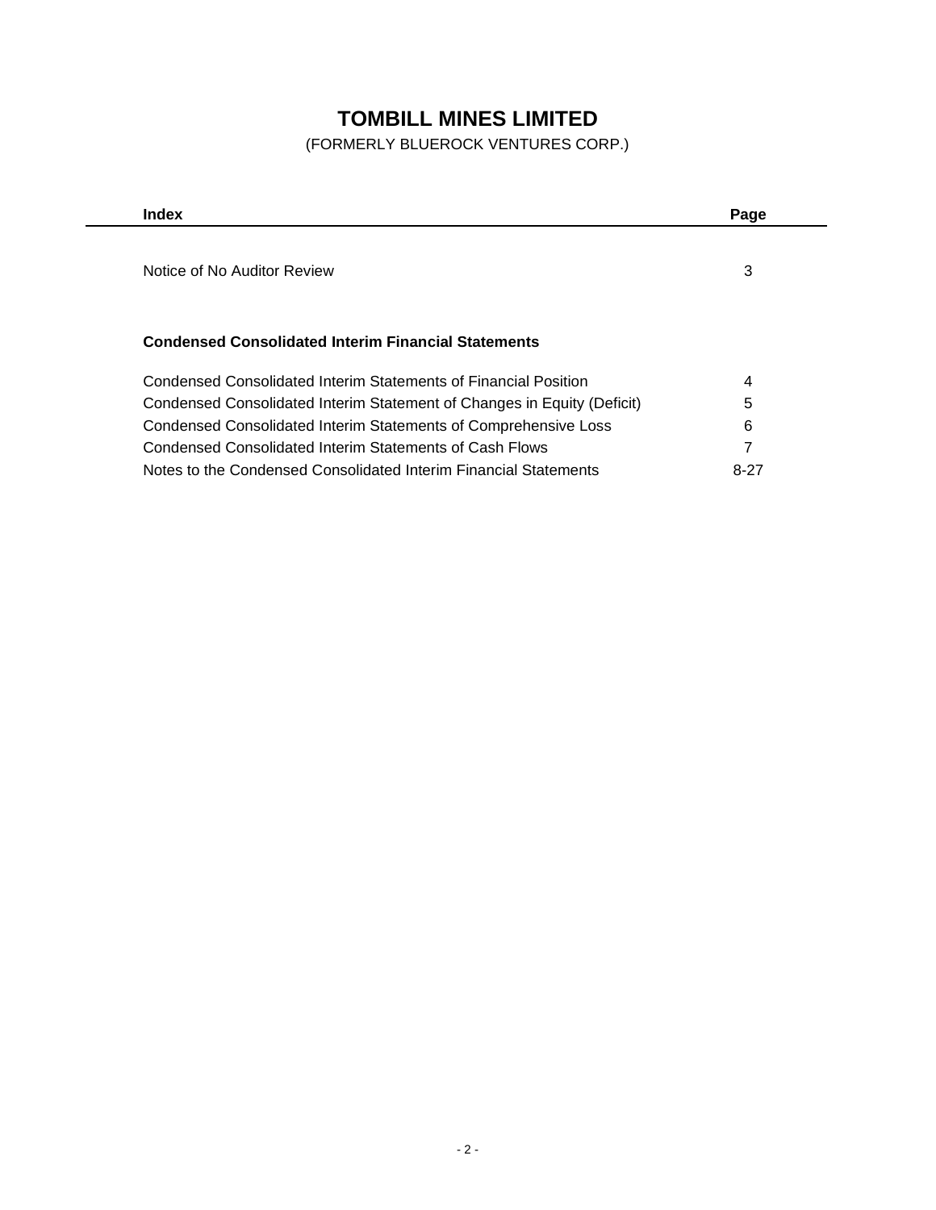# TOMBILL MINES LIMITED

(FORMERLY BLUEROCK VENTURES CORP.)

| Index | Page |
|---|---|
| Notice of No Auditor Review | 3 |
| **Condensed Consolidated Interim Financial Statements** | |
| Condensed Consolidated Interim Statements of Financial Position | 4 |
| Condensed Consolidated Interim Statement of Changes in Equity (Deficit) | 5 |
| Condensed Consolidated Interim Statements of Comprehensive Loss | 6 |
| Condensed Consolidated Interim Statements of Cash Flows | 7 |
| Notes to the Condensed Consolidated Interim Financial Statements | 8-27 |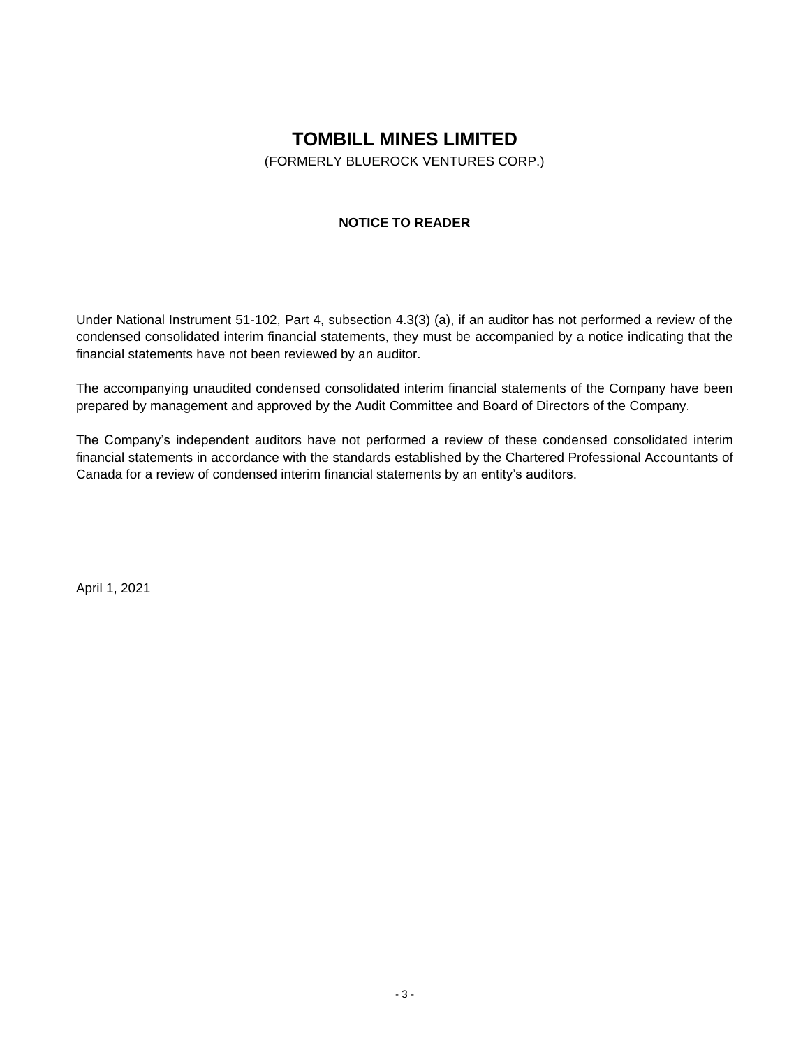# TOMBILL MINES LIMITED

(FORMERLY BLUEROCK VENTURES CORP.)

**NOTICE TO READER**

Under National Instrument 51-102, Part 4, subsection 4.3(3) (a), if an auditor has not performed a review of the condensed consolidated interim financial statements, they must be accompanied by a notice indicating that the financial statements have not been reviewed by an auditor.

The accompanying unaudited condensed consolidated interim financial statements of the Company have been prepared by management and approved by the Audit Committee and Board of Directors of the Company.

The Company's independent auditors have not performed a review of these condensed consolidated interim financial statements in accordance with the standards established by the Chartered Professional Accountants of Canada for a review of condensed interim financial statements by an entity's auditors.

April 1, 2021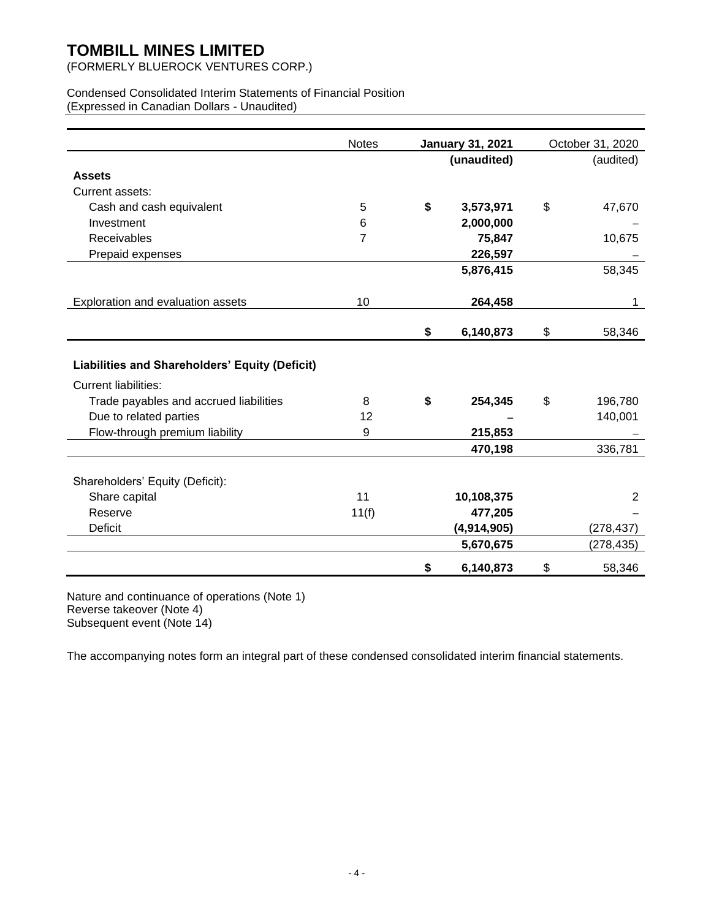# TOMBILL MINES LIMITED

(FORMERLY BLUEROCK VENTURES CORP.)

Condensed Consolidated Interim Statements of Financial Position
(Expressed in Canadian Dollars - Unaudited)

| | Notes | **January 31, 2021** | October 31, 2020 |
|---|---|---|---|
| | | **(unaudited)** | (audited) |
| **Assets** | | | |
| Current assets: | | | |
| Cash and cash equivalent | 5 | **$ 3,573,971** | $ 47,670 |
| Investment | 6 | **2,000,000** | – |
| Receivables | 7 | **75,847** | 10,675 |
| Prepaid expenses | | **226,597** | – |
| | | **5,876,415** | 58,345 |
| Exploration and evaluation assets | 10 | **264,458** | 1 |
| | | **$ 6,140,873** | $ 58,346 |
| **Liabilities and Shareholders' Equity (Deficit)** | | | |
| Current liabilities: | | | |
| Trade payables and accrued liabilities | 8 | **$ 254,345** | $ 196,780 |
| Due to related parties | 12 | **–** | 140,001 |
| Flow-through premium liability | 9 | **215,853** | – |
| | | **470,198** | 336,781 |
| Shareholders' Equity (Deficit): | | | |
| Share capital | 11 | **10,108,375** | 2 |
| Reserve | 11(f) | **477,205** | – |
| Deficit | | **(4,914,905)** | (278,437) |
| | | **5,670,675** | (278,435) |
| | | **$ 6,140,873** | $ 58,346 |

Nature and continuance of operations (Note 1)
Reverse takeover (Note 4)
Subsequent event (Note 14)

The accompanying notes form an integral part of these condensed consolidated interim financial statements.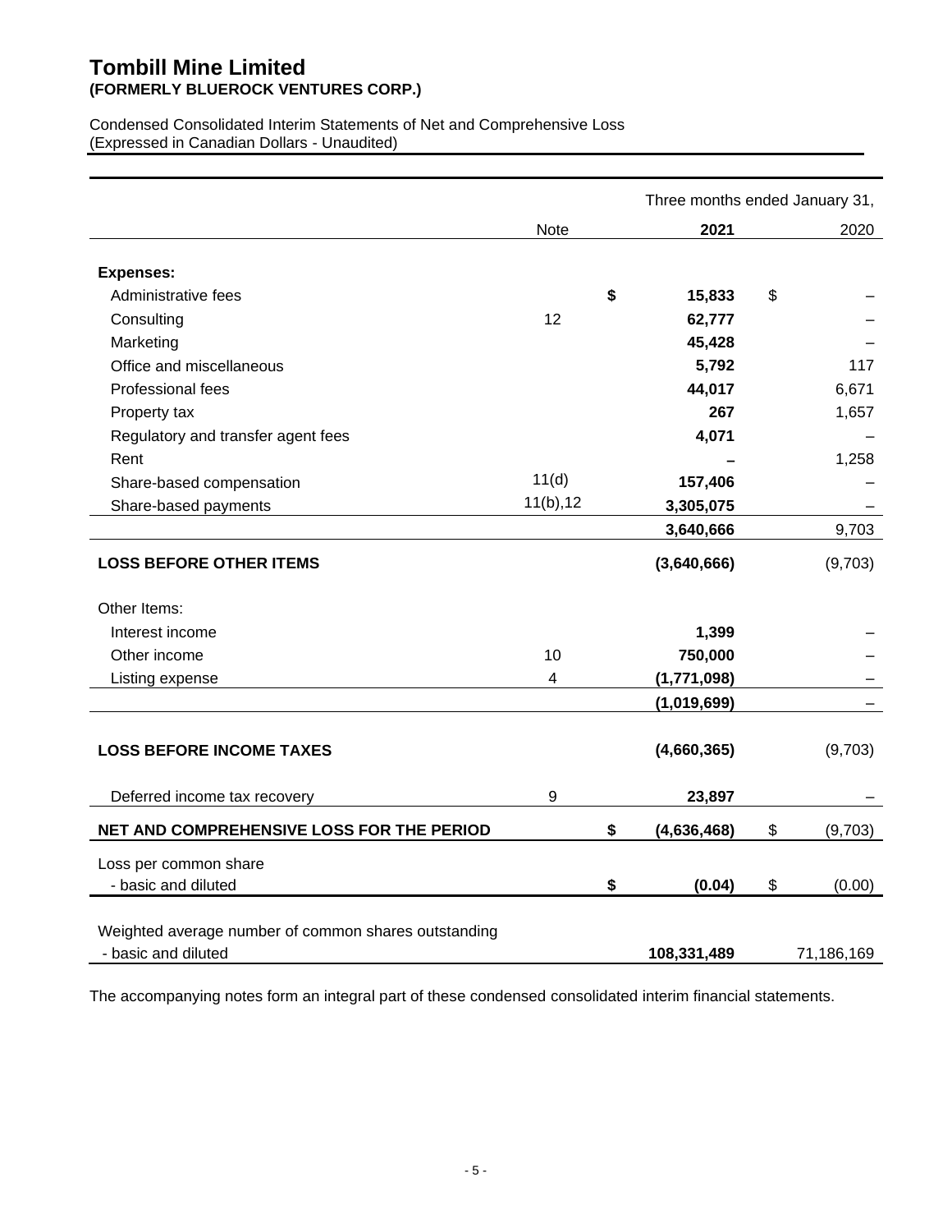# Tombill Mine Limited
**(FORMERLY BLUEROCK VENTURES CORP.)**

Condensed Consolidated Interim Statements of Net and Comprehensive Loss
(Expressed in Canadian Dollars - Unaudited)

| | Note | Three months ended January 31, 2021 | 2020 |
|---|---|---|---|
| **Expenses:** | | | |
| Administrative fees | | **$ 15,833** | $ – |
| Consulting | 12 | **62,777** | – |
| Marketing | | **45,428** | – |
| Office and miscellaneous | | **5,792** | 117 |
| Professional fees | | **44,017** | 6,671 |
| Property tax | | **267** | 1,657 |
| Regulatory and transfer agent fees | | **4,071** | – |
| Rent | | **–** | 1,258 |
| Share-based compensation | 11(d) | **157,406** | – |
| Share-based payments | 11(b),12 | **3,305,075** | – |
| | | **3,640,666** | 9,703 |
| **LOSS BEFORE OTHER ITEMS** | | **(3,640,666)** | (9,703) |
| Other Items: | | | |
| Interest income | | **1,399** | – |
| Other income | 10 | **750,000** | – |
| Listing expense | 4 | **(1,771,098)** | – |
| | | **(1,019,699)** | – |
| **LOSS BEFORE INCOME TAXES** | | **(4,660,365)** | (9,703) |
| Deferred income tax recovery | 9 | **23,897** | – |
| **NET AND COMPREHENSIVE LOSS FOR THE PERIOD** | | **$ (4,636,468)** | $ (9,703) |
| Loss per common share - basic and diluted | | **$ (0.04)** | $ (0.00) |
| Weighted average number of common shares outstanding - basic and diluted | | **108,331,489** | 71,186,169 |

The accompanying notes form an integral part of these condensed consolidated interim financial statements.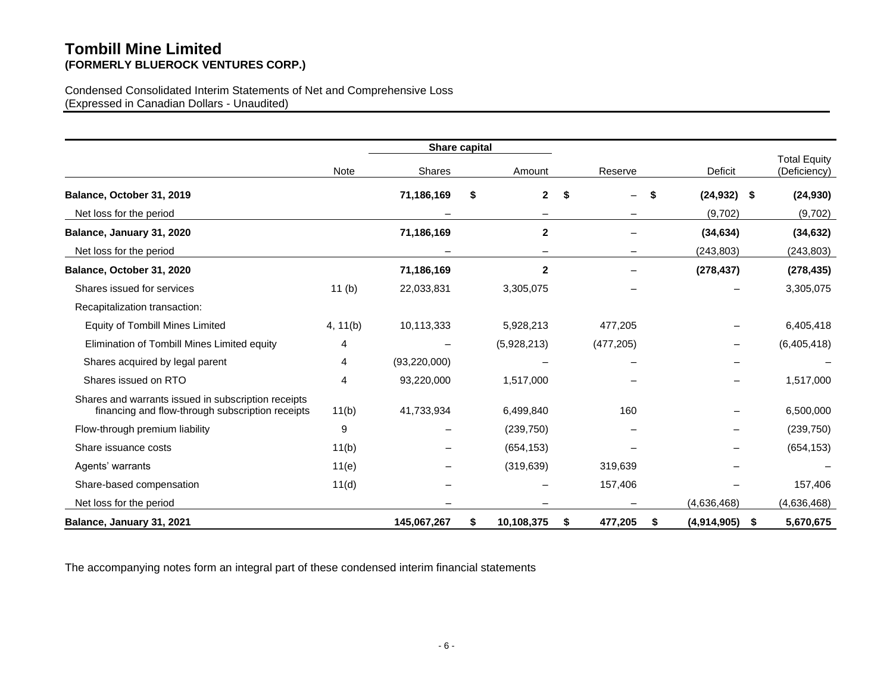# Tombill Mine Limited
**(FORMERLY BLUEROCK VENTURES CORP.)**

Condensed Consolidated Interim Statements of Net and Comprehensive Loss
(Expressed in Canadian Dollars - Unaudited)

| | | Share capital | | | | |
|---|---|---|---|---|---|---|
| | Note | Shares | Amount | Reserve | Deficit | Total Equity (Deficiency) |
| **Balance, October 31, 2019** | | **71,186,169** | **$ 2** | **$ –** | **$ (24,932)** | **$ (24,930)** |
| Net loss for the period | | – | – | – | (9,702) | (9,702) |
| **Balance, January 31, 2020** | | **71,186,169** | **2** | **–** | **(34,634)** | **(34,632)** |
| Net loss for the period | | – | – | – | (243,803) | (243,803) |
| **Balance, October 31, 2020** | | **71,186,169** | **2** | **–** | **(278,437)** | **(278,435)** |
| Shares issued for services | 11 (b) | 22,033,831 | 3,305,075 | – | – | 3,305,075 |
| Recapitalization transaction: | | | | | | |
| Equity of Tombill Mines Limited | 4, 11(b) | 10,113,333 | 5,928,213 | 477,205 | – | 6,405,418 |
| Elimination of Tombill Mines Limited equity | 4 | – | (5,928,213) | (477,205) | – | (6,405,418) |
| Shares acquired by legal parent | 4 | (93,220,000) | – | – | – | – |
| Shares issued on RTO | 4 | 93,220,000 | 1,517,000 | – | – | 1,517,000 |
| Shares and warrants issued in subscription receipts financing and flow-through subscription receipts | 11(b) | 41,733,934 | 6,499,840 | 160 | – | 6,500,000 |
| Flow-through premium liability | 9 | – | (239,750) | – | – | (239,750) |
| Share issuance costs | 11(b) | – | (654,153) | – | – | (654,153) |
| Agents' warrants | 11(e) | – | (319,639) | 319,639 | – | – |
| Share-based compensation | 11(d) | – | – | 157,406 | – | 157,406 |
| Net loss for the period | | – | – | – | (4,636,468) | (4,636,468) |
| **Balance, January 31, 2021** | | **145,067,267** | **$ 10,108,375** | **$ 477,205** | **$ (4,914,905)** | **$ 5,670,675** |

The accompanying notes form an integral part of these condensed interim financial statements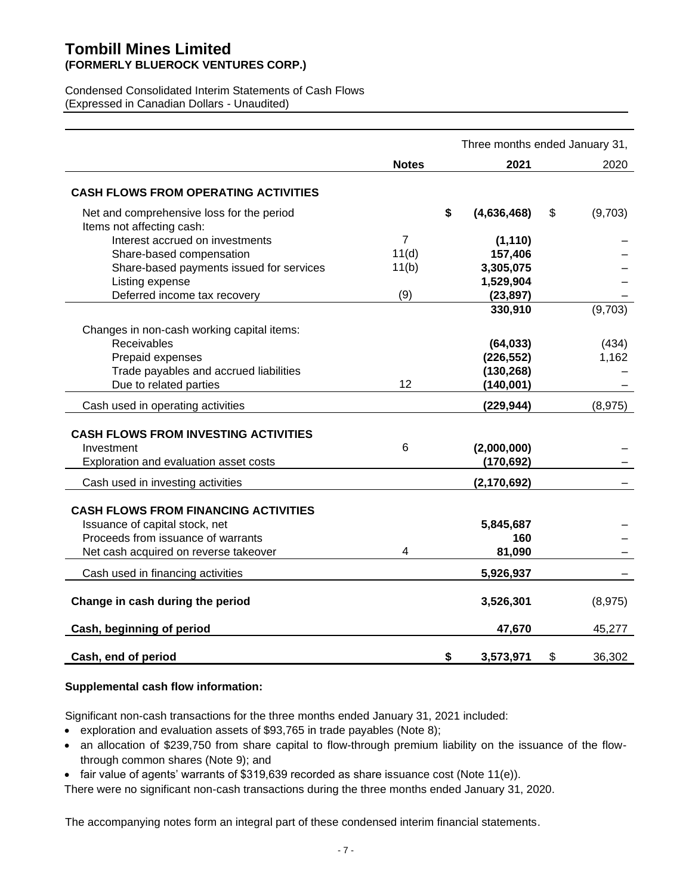# Tombill Mines Limited
## (FORMERLY BLUEROCK VENTURES CORP.)

Condensed Consolidated Interim Statements of Cash Flows
(Expressed in Canadian Dollars - Unaudited)

| | | Three months ended January 31, | |
|---|---|---|---|
| | **Notes** | **2021** | 2020 |
| **CASH FLOWS FROM OPERATING ACTIVITIES** | | | |
| Net and comprehensive loss for the period | | **$ (4,636,468)** | $ (9,703) |
| Items not affecting cash: | | | |
| Interest accrued on investments | 7 | **(1,110)** | – |
| Share-based compensation | 11(d) | **157,406** | – |
| Share-based payments issued for services | 11(b) | **3,305,075** | – |
| Listing expense | | **1,529,904** | – |
| Deferred income tax recovery | (9) | **(23,897)** | – |
| | | **330,910** | (9,703) |
| Changes in non-cash working capital items: | | | |
| Receivables | | **(64,033)** | (434) |
| Prepaid expenses | | **(226,552)** | 1,162 |
| Trade payables and accrued liabilities | | **(130,268)** | – |
| Due to related parties | 12 | **(140,001)** | – |
| Cash used in operating activities | | **(229,944)** | (8,975) |
| **CASH FLOWS FROM INVESTING ACTIVITIES** | | | |
| Investment | 6 | **(2,000,000)** | – |
| Exploration and evaluation asset costs | | **(170,692)** | – |
| Cash used in investing activities | | **(2,170,692)** | – |
| **CASH FLOWS FROM FINANCING ACTIVITIES** | | | |
| Issuance of capital stock, net | | **5,845,687** | – |
| Proceeds from issuance of warrants | | **160** | – |
| Net cash acquired on reverse takeover | 4 | **81,090** | – |
| Cash used in financing activities | | **5,926,937** | – |
| **Change in cash during the period** | | **3,526,301** | (8,975) |
| **Cash, beginning of period** | | **47,670** | 45,277 |
| **Cash, end of period** | | **$ 3,573,971** | $ 36,302 |

**Supplemental cash flow information:**

Significant non-cash transactions for the three months ended January 31, 2021 included:

- exploration and evaluation assets of $93,765 in trade payables (Note 8);
- an allocation of $239,750 from share capital to flow-through premium liability on the issuance of the flow-through common shares (Note 9); and
- fair value of agents' warrants of $319,639 recorded as share issuance cost (Note 11(e)).

There were no significant non-cash transactions during the three months ended January 31, 2020.

The accompanying notes form an integral part of these condensed interim financial statements.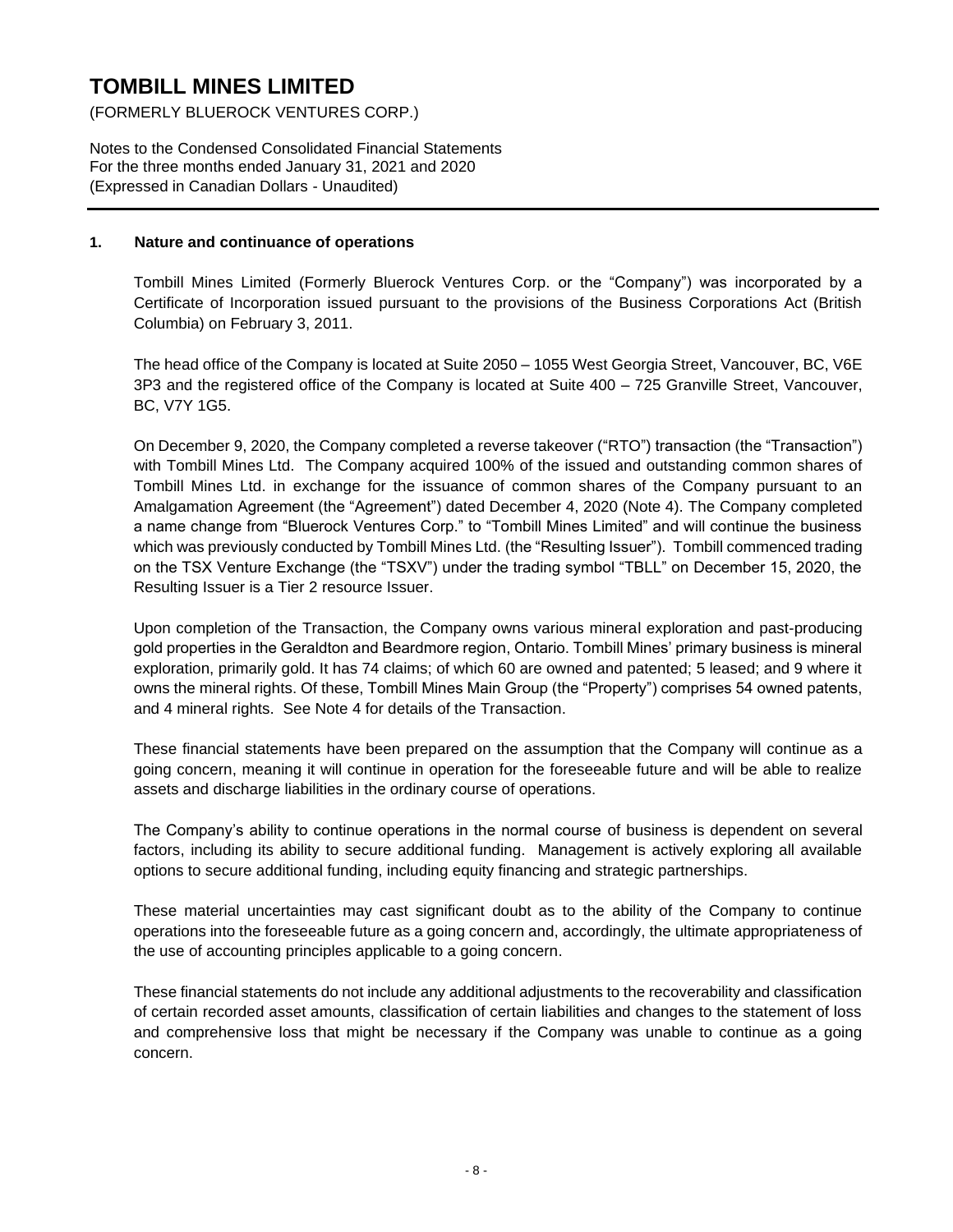# TOMBILL MINES LIMITED

(FORMERLY BLUEROCK VENTURES CORP.)

Notes to the Condensed Consolidated Financial Statements
For the three months ended January 31, 2021 and 2020
(Expressed in Canadian Dollars - Unaudited)

## 1. Nature and continuance of operations

Tombill Mines Limited (Formerly Bluerock Ventures Corp. or the "Company") was incorporated by a Certificate of Incorporation issued pursuant to the provisions of the Business Corporations Act (British Columbia) on February 3, 2011.

The head office of the Company is located at Suite 2050 – 1055 West Georgia Street, Vancouver, BC, V6E 3P3 and the registered office of the Company is located at Suite 400 – 725 Granville Street, Vancouver, BC, V7Y 1G5.

On December 9, 2020, the Company completed a reverse takeover ("RTO") transaction (the "Transaction") with Tombill Mines Ltd. The Company acquired 100% of the issued and outstanding common shares of Tombill Mines Ltd. in exchange for the issuance of common shares of the Company pursuant to an Amalgamation Agreement (the "Agreement") dated December 4, 2020 (Note 4). The Company completed a name change from "Bluerock Ventures Corp." to "Tombill Mines Limited" and will continue the business which was previously conducted by Tombill Mines Ltd. (the "Resulting Issuer"). Tombill commenced trading on the TSX Venture Exchange (the "TSXV") under the trading symbol "TBLL" on December 15, 2020, the Resulting Issuer is a Tier 2 resource Issuer.

Upon completion of the Transaction, the Company owns various mineral exploration and past-producing gold properties in the Geraldton and Beardmore region, Ontario. Tombill Mines' primary business is mineral exploration, primarily gold. It has 74 claims; of which 60 are owned and patented; 5 leased; and 9 where it owns the mineral rights. Of these, Tombill Mines Main Group (the "Property") comprises 54 owned patents, and 4 mineral rights. See Note 4 for details of the Transaction.

These financial statements have been prepared on the assumption that the Company will continue as a going concern, meaning it will continue in operation for the foreseeable future and will be able to realize assets and discharge liabilities in the ordinary course of operations.

The Company's ability to continue operations in the normal course of business is dependent on several factors, including its ability to secure additional funding. Management is actively exploring all available options to secure additional funding, including equity financing and strategic partnerships.

These material uncertainties may cast significant doubt as to the ability of the Company to continue operations into the foreseeable future as a going concern and, accordingly, the ultimate appropriateness of the use of accounting principles applicable to a going concern.

These financial statements do not include any additional adjustments to the recoverability and classification of certain recorded asset amounts, classification of certain liabilities and changes to the statement of loss and comprehensive loss that might be necessary if the Company was unable to continue as a going concern.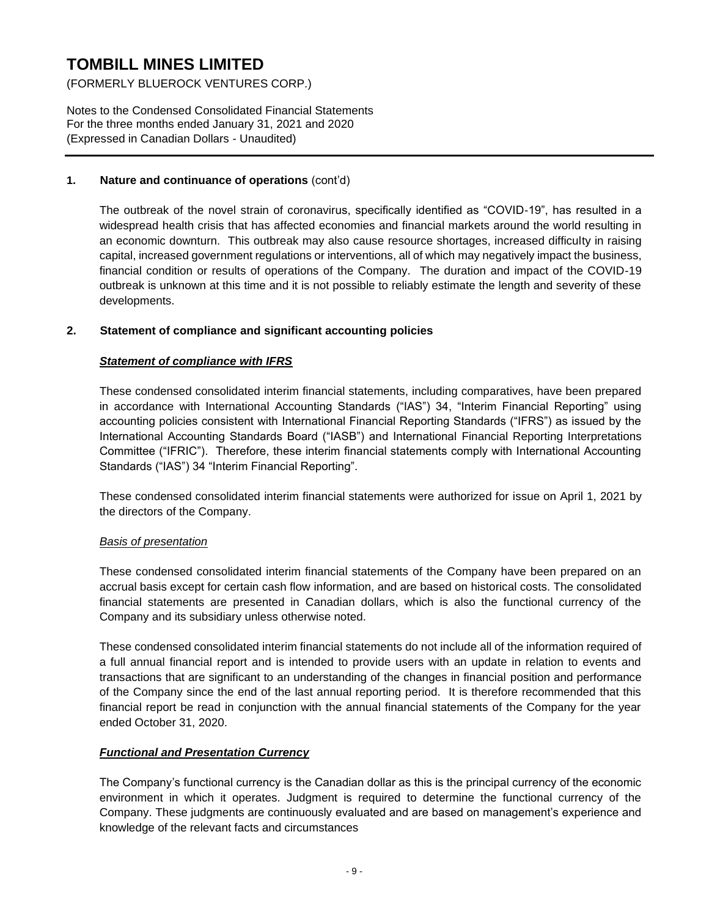## 1. Nature and continuance of operations (cont'd)

The outbreak of the novel strain of coronavirus, specifically identified as "COVID-19", has resulted in a widespread health crisis that has affected economies and financial markets around the world resulting in an economic downturn. This outbreak may also cause resource shortages, increased difficulty in raising capital, increased government regulations or interventions, all of which may negatively impact the business, financial condition or results of operations of the Company. The duration and impact of the COVID-19 outbreak is unknown at this time and it is not possible to reliably estimate the length and severity of these developments.

## 2. Statement of compliance and significant accounting policies

### ***Statement of compliance with IFRS***

These condensed consolidated interim financial statements, including comparatives, have been prepared in accordance with International Accounting Standards ("IAS") 34, "Interim Financial Reporting" using accounting policies consistent with International Financial Reporting Standards ("IFRS") as issued by the International Accounting Standards Board ("IASB") and International Financial Reporting Interpretations Committee ("IFRIC"). Therefore, these interim financial statements comply with International Accounting Standards ("IAS") 34 "Interim Financial Reporting".

These condensed consolidated interim financial statements were authorized for issue on April 1, 2021 by the directors of the Company.

*Basis of presentation*

These condensed consolidated interim financial statements of the Company have been prepared on an accrual basis except for certain cash flow information, and are based on historical costs. The consolidated financial statements are presented in Canadian dollars, which is also the functional currency of the Company and its subsidiary unless otherwise noted.

These condensed consolidated interim financial statements do not include all of the information required of a full annual financial report and is intended to provide users with an update in relation to events and transactions that are significant to an understanding of the changes in financial position and performance of the Company since the end of the last annual reporting period. It is therefore recommended that this financial report be read in conjunction with the annual financial statements of the Company for the year ended October 31, 2020.

### ***Functional and Presentation Currency***

The Company's functional currency is the Canadian dollar as this is the principal currency of the economic environment in which it operates. Judgment is required to determine the functional currency of the Company. These judgments are continuously evaluated and are based on management's experience and knowledge of the relevant facts and circumstances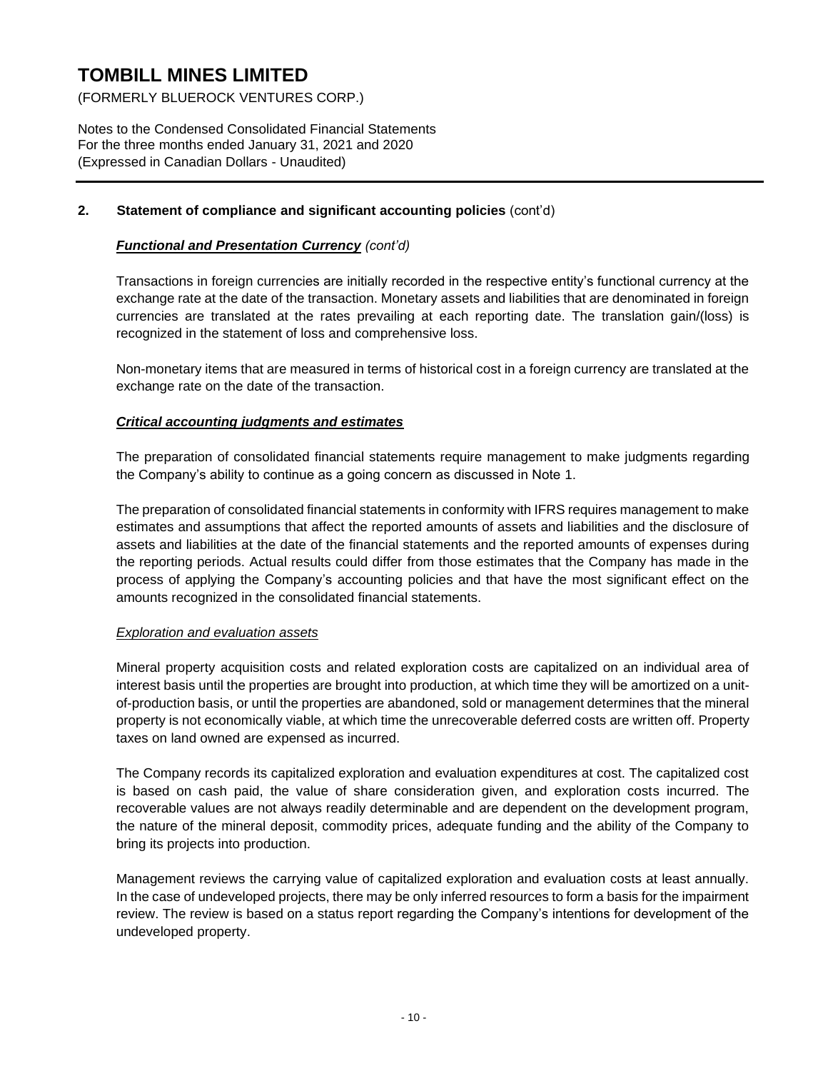# TOMBILL MINES LIMITED

(FORMERLY BLUEROCK VENTURES CORP.)

Notes to the Condensed Consolidated Financial Statements
For the three months ended January 31, 2021 and 2020
(Expressed in Canadian Dollars - Unaudited)

## 2. Statement of compliance and significant accounting policies (cont'd)

### ***Functional and Presentation Currency*** *(cont'd)*

Transactions in foreign currencies are initially recorded in the respective entity's functional currency at the exchange rate at the date of the transaction. Monetary assets and liabilities that are denominated in foreign currencies are translated at the rates prevailing at each reporting date. The translation gain/(loss) is recognized in the statement of loss and comprehensive loss.

Non-monetary items that are measured in terms of historical cost in a foreign currency are translated at the exchange rate on the date of the transaction.

### ***Critical accounting judgments and estimates***

The preparation of consolidated financial statements require management to make judgments regarding the Company's ability to continue as a going concern as discussed in Note 1.

The preparation of consolidated financial statements in conformity with IFRS requires management to make estimates and assumptions that affect the reported amounts of assets and liabilities and the disclosure of assets and liabilities at the date of the financial statements and the reported amounts of expenses during the reporting periods. Actual results could differ from those estimates that the Company has made in the process of applying the Company's accounting policies and that have the most significant effect on the amounts recognized in the consolidated financial statements.

*Exploration and evaluation assets*

Mineral property acquisition costs and related exploration costs are capitalized on an individual area of interest basis until the properties are brought into production, at which time they will be amortized on a unit-of-production basis, or until the properties are abandoned, sold or management determines that the mineral property is not economically viable, at which time the unrecoverable deferred costs are written off. Property taxes on land owned are expensed as incurred.

The Company records its capitalized exploration and evaluation expenditures at cost. The capitalized cost is based on cash paid, the value of share consideration given, and exploration costs incurred. The recoverable values are not always readily determinable and are dependent on the development program, the nature of the mineral deposit, commodity prices, adequate funding and the ability of the Company to bring its projects into production.

Management reviews the carrying value of capitalized exploration and evaluation costs at least annually. In the case of undeveloped projects, there may be only inferred resources to form a basis for the impairment review. The review is based on a status report regarding the Company's intentions for development of the undeveloped property.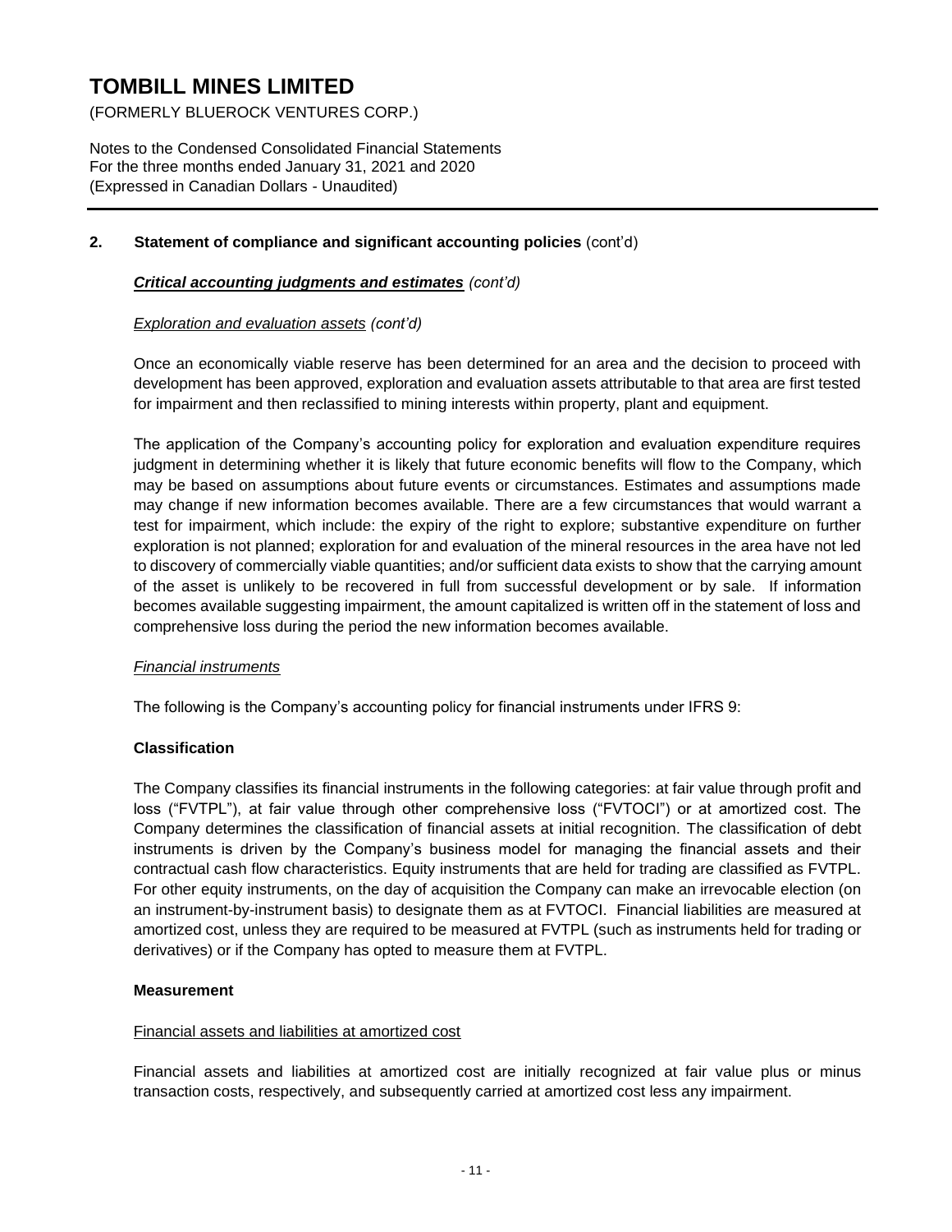## 2. Statement of compliance and significant accounting policies (cont'd)

***Critical accounting judgments and estimates*** *(cont'd)*

*Exploration and evaluation assets (cont'd)*

Once an economically viable reserve has been determined for an area and the decision to proceed with development has been approved, exploration and evaluation assets attributable to that area are first tested for impairment and then reclassified to mining interests within property, plant and equipment.

The application of the Company's accounting policy for exploration and evaluation expenditure requires judgment in determining whether it is likely that future economic benefits will flow to the Company, which may be based on assumptions about future events or circumstances. Estimates and assumptions made may change if new information becomes available. There are a few circumstances that would warrant a test for impairment, which include: the expiry of the right to explore; substantive expenditure on further exploration is not planned; exploration for and evaluation of the mineral resources in the area have not led to discovery of commercially viable quantities; and/or sufficient data exists to show that the carrying amount of the asset is unlikely to be recovered in full from successful development or by sale. If information becomes available suggesting impairment, the amount capitalized is written off in the statement of loss and comprehensive loss during the period the new information becomes available.

*Financial instruments*

The following is the Company's accounting policy for financial instruments under IFRS 9:

**Classification**

The Company classifies its financial instruments in the following categories: at fair value through profit and loss ("FVTPL"), at fair value through other comprehensive loss ("FVTOCI") or at amortized cost. The Company determines the classification of financial assets at initial recognition. The classification of debt instruments is driven by the Company's business model for managing the financial assets and their contractual cash flow characteristics. Equity instruments that are held for trading are classified as FVTPL. For other equity instruments, on the day of acquisition the Company can make an irrevocable election (on an instrument-by-instrument basis) to designate them as at FVTOCI. Financial liabilities are measured at amortized cost, unless they are required to be measured at FVTPL (such as instruments held for trading or derivatives) or if the Company has opted to measure them at FVTPL.

**Measurement**

Financial assets and liabilities at amortized cost

Financial assets and liabilities at amortized cost are initially recognized at fair value plus or minus transaction costs, respectively, and subsequently carried at amortized cost less any impairment.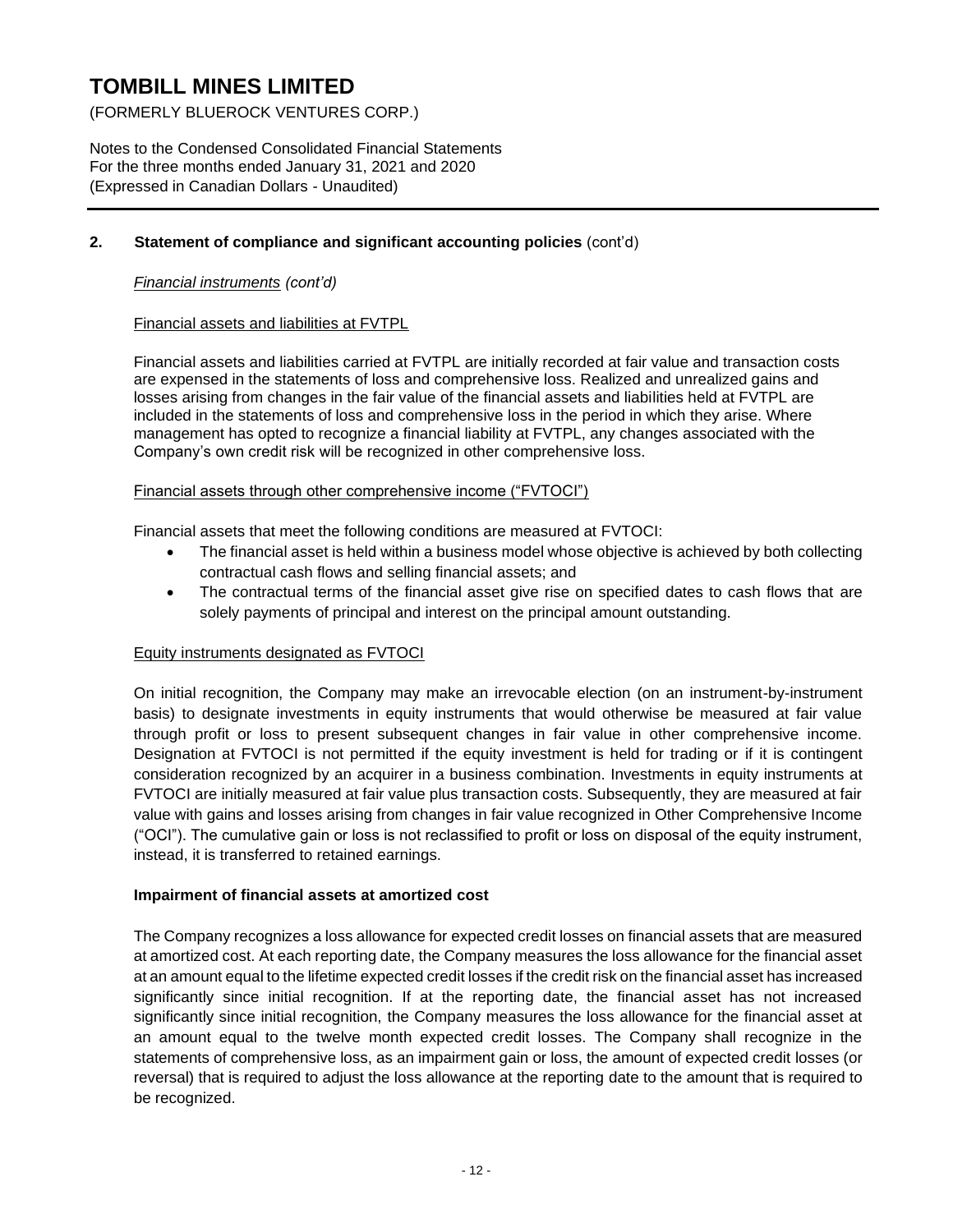# TOMBILL MINES LIMITED

(FORMERLY BLUEROCK VENTURES CORP.)

Notes to the Condensed Consolidated Financial Statements
For the three months ended January 31, 2021 and 2020
(Expressed in Canadian Dollars - Unaudited)

## 2. Statement of compliance and significant accounting policies (cont'd)

*Financial instruments (cont'd)*

Financial assets and liabilities at FVTPL

Financial assets and liabilities carried at FVTPL are initially recorded at fair value and transaction costs are expensed in the statements of loss and comprehensive loss. Realized and unrealized gains and losses arising from changes in the fair value of the financial assets and liabilities held at FVTPL are included in the statements of loss and comprehensive loss in the period in which they arise. Where management has opted to recognize a financial liability at FVTPL, any changes associated with the Company's own credit risk will be recognized in other comprehensive loss.

Financial assets through other comprehensive income ("FVTOCI")

Financial assets that meet the following conditions are measured at FVTOCI:

- The financial asset is held within a business model whose objective is achieved by both collecting contractual cash flows and selling financial assets; and
- The contractual terms of the financial asset give rise on specified dates to cash flows that are solely payments of principal and interest on the principal amount outstanding.

Equity instruments designated as FVTOCI

On initial recognition, the Company may make an irrevocable election (on an instrument-by-instrument basis) to designate investments in equity instruments that would otherwise be measured at fair value through profit or loss to present subsequent changes in fair value in other comprehensive income. Designation at FVTOCI is not permitted if the equity investment is held for trading or if it is contingent consideration recognized by an acquirer in a business combination. Investments in equity instruments at FVTOCI are initially measured at fair value plus transaction costs. Subsequently, they are measured at fair value with gains and losses arising from changes in fair value recognized in Other Comprehensive Income ("OCI"). The cumulative gain or loss is not reclassified to profit or loss on disposal of the equity instrument, instead, it is transferred to retained earnings.

**Impairment of financial assets at amortized cost**

The Company recognizes a loss allowance for expected credit losses on financial assets that are measured at amortized cost. At each reporting date, the Company measures the loss allowance for the financial asset at an amount equal to the lifetime expected credit losses if the credit risk on the financial asset has increased significantly since initial recognition. If at the reporting date, the financial asset has not increased significantly since initial recognition, the Company measures the loss allowance for the financial asset at an amount equal to the twelve month expected credit losses. The Company shall recognize in the statements of comprehensive loss, as an impairment gain or loss, the amount of expected credit losses (or reversal) that is required to adjust the loss allowance at the reporting date to the amount that is required to be recognized.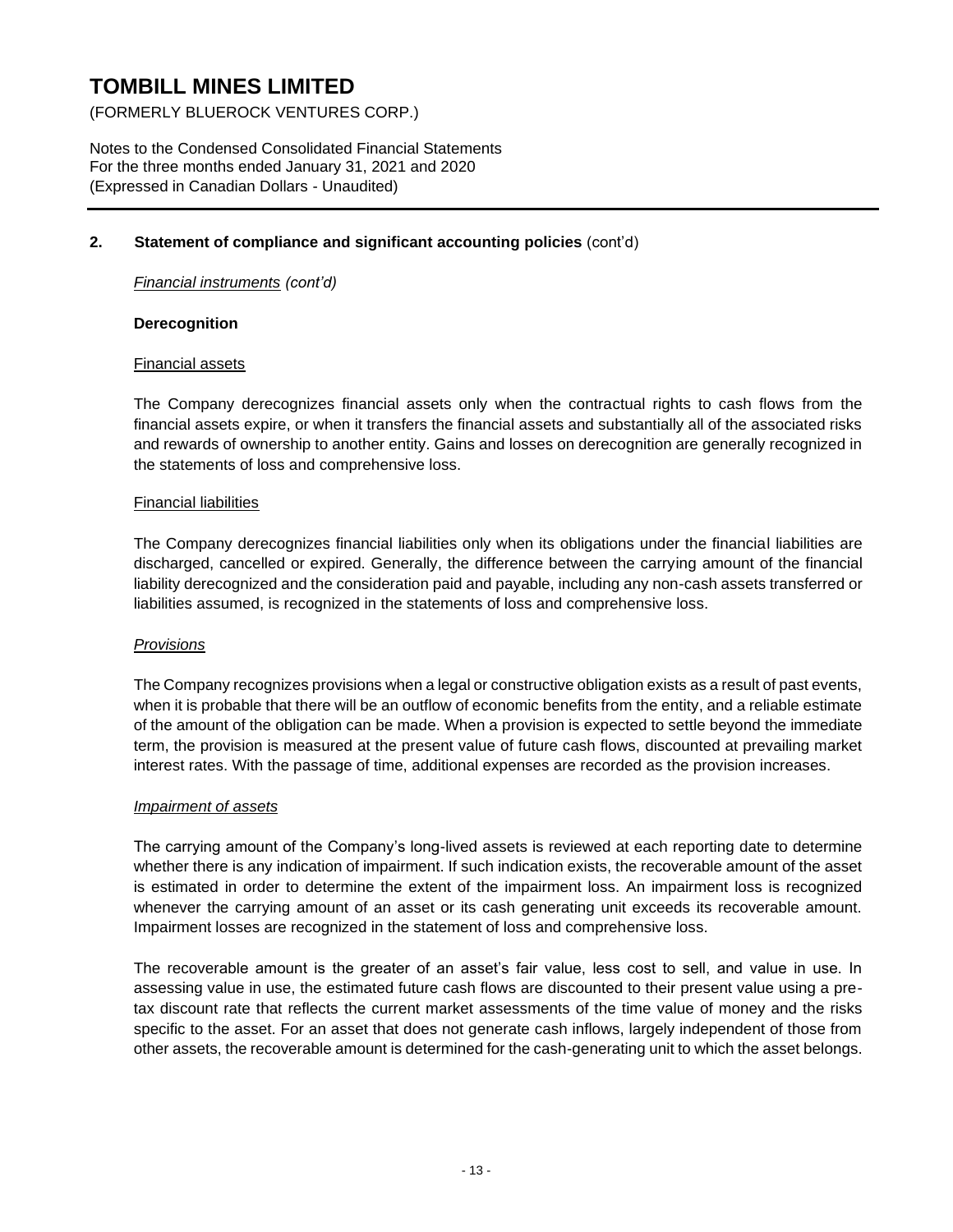## 2. Statement of compliance and significant accounting policies (cont'd)

*Financial instruments (cont'd)*

**Derecognition**

Financial assets

The Company derecognizes financial assets only when the contractual rights to cash flows from the financial assets expire, or when it transfers the financial assets and substantially all of the associated risks and rewards of ownership to another entity. Gains and losses on derecognition are generally recognized in the statements of loss and comprehensive loss.

Financial liabilities

The Company derecognizes financial liabilities only when its obligations under the financial liabilities are discharged, cancelled or expired. Generally, the difference between the carrying amount of the financial liability derecognized and the consideration paid and payable, including any non-cash assets transferred or liabilities assumed, is recognized in the statements of loss and comprehensive loss.

*Provisions*

The Company recognizes provisions when a legal or constructive obligation exists as a result of past events, when it is probable that there will be an outflow of economic benefits from the entity, and a reliable estimate of the amount of the obligation can be made. When a provision is expected to settle beyond the immediate term, the provision is measured at the present value of future cash flows, discounted at prevailing market interest rates. With the passage of time, additional expenses are recorded as the provision increases.

*Impairment of assets*

The carrying amount of the Company's long-lived assets is reviewed at each reporting date to determine whether there is any indication of impairment. If such indication exists, the recoverable amount of the asset is estimated in order to determine the extent of the impairment loss. An impairment loss is recognized whenever the carrying amount of an asset or its cash generating unit exceeds its recoverable amount. Impairment losses are recognized in the statement of loss and comprehensive loss.

The recoverable amount is the greater of an asset's fair value, less cost to sell, and value in use. In assessing value in use, the estimated future cash flows are discounted to their present value using a pre-tax discount rate that reflects the current market assessments of the time value of money and the risks specific to the asset. For an asset that does not generate cash inflows, largely independent of those from other assets, the recoverable amount is determined for the cash-generating unit to which the asset belongs.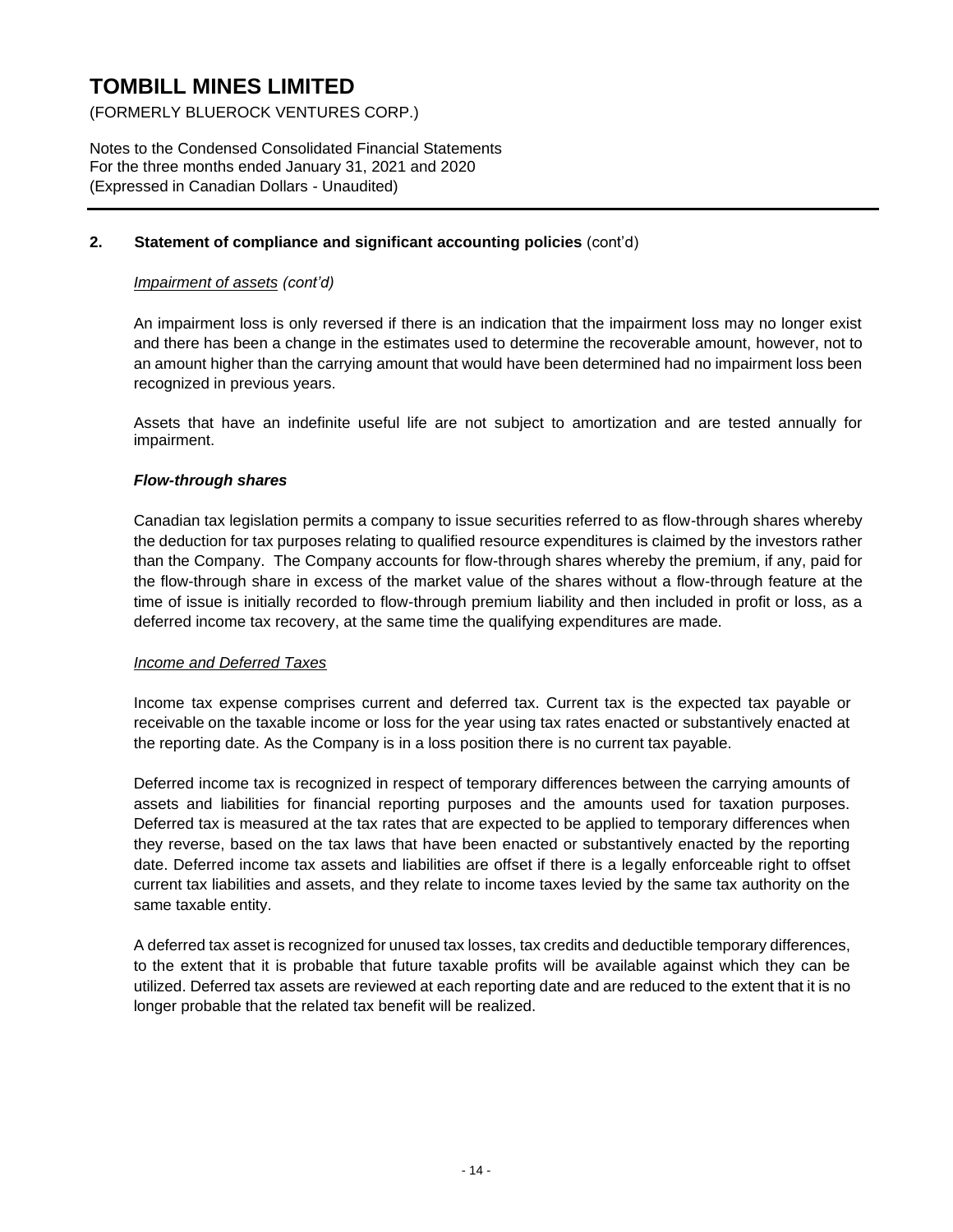## 2. Statement of compliance and significant accounting policies (cont'd)

*Impairment of assets (cont'd)*

An impairment loss is only reversed if there is an indication that the impairment loss may no longer exist and there has been a change in the estimates used to determine the recoverable amount, however, not to an amount higher than the carrying amount that would have been determined had no impairment loss been recognized in previous years.

Assets that have an indefinite useful life are not subject to amortization and are tested annually for impairment.

***Flow-through shares***

Canadian tax legislation permits a company to issue securities referred to as flow-through shares whereby the deduction for tax purposes relating to qualified resource expenditures is claimed by the investors rather than the Company. The Company accounts for flow-through shares whereby the premium, if any, paid for the flow-through share in excess of the market value of the shares without a flow-through feature at the time of issue is initially recorded to flow-through premium liability and then included in profit or loss, as a deferred income tax recovery, at the same time the qualifying expenditures are made.

*Income and Deferred Taxes*

Income tax expense comprises current and deferred tax. Current tax is the expected tax payable or receivable on the taxable income or loss for the year using tax rates enacted or substantively enacted at the reporting date. As the Company is in a loss position there is no current tax payable.

Deferred income tax is recognized in respect of temporary differences between the carrying amounts of assets and liabilities for financial reporting purposes and the amounts used for taxation purposes. Deferred tax is measured at the tax rates that are expected to be applied to temporary differences when they reverse, based on the tax laws that have been enacted or substantively enacted by the reporting date. Deferred income tax assets and liabilities are offset if there is a legally enforceable right to offset current tax liabilities and assets, and they relate to income taxes levied by the same tax authority on the same taxable entity.

A deferred tax asset is recognized for unused tax losses, tax credits and deductible temporary differences, to the extent that it is probable that future taxable profits will be available against which they can be utilized. Deferred tax assets are reviewed at each reporting date and are reduced to the extent that it is no longer probable that the related tax benefit will be realized.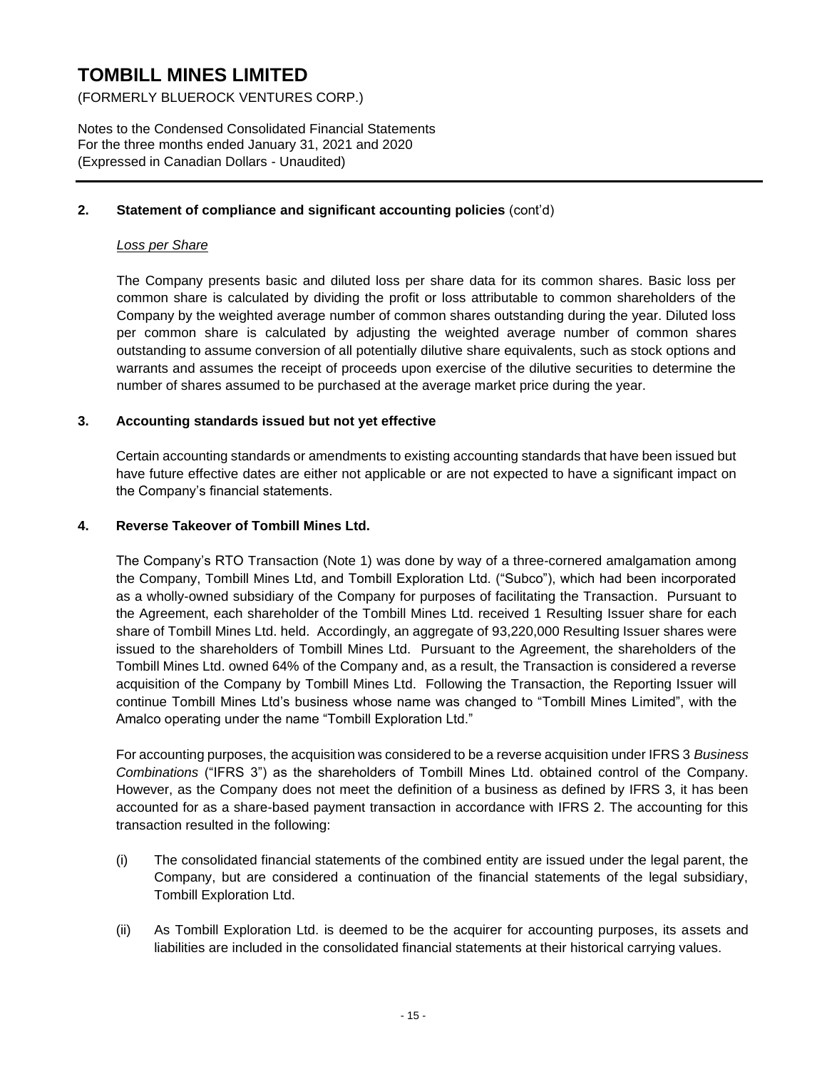## 2. Statement of compliance and significant accounting policies (cont'd)

*Loss per Share*

The Company presents basic and diluted loss per share data for its common shares. Basic loss per common share is calculated by dividing the profit or loss attributable to common shareholders of the Company by the weighted average number of common shares outstanding during the year. Diluted loss per common share is calculated by adjusting the weighted average number of common shares outstanding to assume conversion of all potentially dilutive share equivalents, such as stock options and warrants and assumes the receipt of proceeds upon exercise of the dilutive securities to determine the number of shares assumed to be purchased at the average market price during the year.

## 3. Accounting standards issued but not yet effective

Certain accounting standards or amendments to existing accounting standards that have been issued but have future effective dates are either not applicable or are not expected to have a significant impact on the Company's financial statements.

## 4. Reverse Takeover of Tombill Mines Ltd.

The Company's RTO Transaction (Note 1) was done by way of a three-cornered amalgamation among the Company, Tombill Mines Ltd, and Tombill Exploration Ltd. ("Subco"), which had been incorporated as a wholly-owned subsidiary of the Company for purposes of facilitating the Transaction. Pursuant to the Agreement, each shareholder of the Tombill Mines Ltd. received 1 Resulting Issuer share for each share of Tombill Mines Ltd. held. Accordingly, an aggregate of 93,220,000 Resulting Issuer shares were issued to the shareholders of Tombill Mines Ltd. Pursuant to the Agreement, the shareholders of the Tombill Mines Ltd. owned 64% of the Company and, as a result, the Transaction is considered a reverse acquisition of the Company by Tombill Mines Ltd. Following the Transaction, the Reporting Issuer will continue Tombill Mines Ltd's business whose name was changed to "Tombill Mines Limited", with the Amalco operating under the name "Tombill Exploration Ltd."

For accounting purposes, the acquisition was considered to be a reverse acquisition under IFRS 3 *Business Combinations* ("IFRS 3") as the shareholders of Tombill Mines Ltd. obtained control of the Company. However, as the Company does not meet the definition of a business as defined by IFRS 3, it has been accounted for as a share-based payment transaction in accordance with IFRS 2. The accounting for this transaction resulted in the following:

(i) The consolidated financial statements of the combined entity are issued under the legal parent, the Company, but are considered a continuation of the financial statements of the legal subsidiary, Tombill Exploration Ltd.

(ii) As Tombill Exploration Ltd. is deemed to be the acquirer for accounting purposes, its assets and liabilities are included in the consolidated financial statements at their historical carrying values.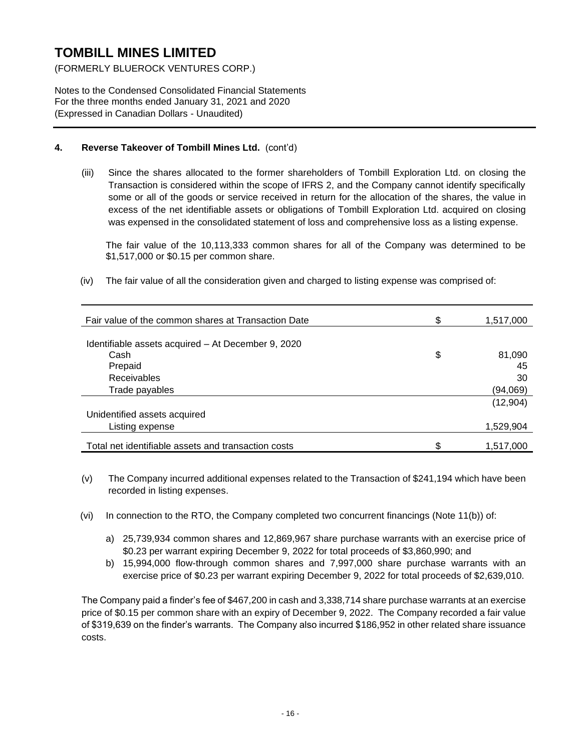# TOMBILL MINES LIMITED

(FORMERLY BLUEROCK VENTURES CORP.)

Notes to the Condensed Consolidated Financial Statements
For the three months ended January 31, 2021 and 2020
(Expressed in Canadian Dollars - Unaudited)

**4. Reverse Takeover of Tombill Mines Ltd.** (cont'd)

(iii) Since the shares allocated to the former shareholders of Tombill Exploration Ltd. on closing the Transaction is considered within the scope of IFRS 2, and the Company cannot identify specifically some or all of the goods or service received in return for the allocation of the shares, the value in excess of the net identifiable assets or obligations of Tombill Exploration Ltd. acquired on closing was expensed in the consolidated statement of loss and comprehensive loss as a listing expense.

The fair value of the 10,113,333 common shares for all of the Company was determined to be $1,517,000 or $0.15 per common share.

(iv) The fair value of all the consideration given and charged to listing expense was comprised of:

| | | |
|---|---|---|
| Fair value of the common shares at Transaction Date | $ | 1,517,000 |
| | | |
| Identifiable assets acquired – At December 9, 2020 | | |
| Cash | $ | 81,090 |
| Prepaid | | 45 |
| Receivables | | 30 |
| Trade payables | | (94,069) |
| | | (12,904) |
| Unidentified assets acquired | | |
| Listing expense | | 1,529,904 |
| Total net identifiable assets and transaction costs | $ | 1,517,000 |

(v) The Company incurred additional expenses related to the Transaction of $241,194 which have been recorded in listing expenses.

(vi) In connection to the RTO, the Company completed two concurrent financings (Note 11(b)) of:

a) 25,739,934 common shares and 12,869,967 share purchase warrants with an exercise price of $0.23 per warrant expiring December 9, 2022 for total proceeds of $3,860,990; and
b) 15,994,000 flow-through common shares and 7,997,000 share purchase warrants with an exercise price of $0.23 per warrant expiring December 9, 2022 for total proceeds of $2,639,010.

The Company paid a finder's fee of $467,200 in cash and 3,338,714 share purchase warrants at an exercise price of $0.15 per common share with an expiry of December 9, 2022. The Company recorded a fair value of $319,639 on the finder's warrants. The Company also incurred $186,952 in other related share issuance costs.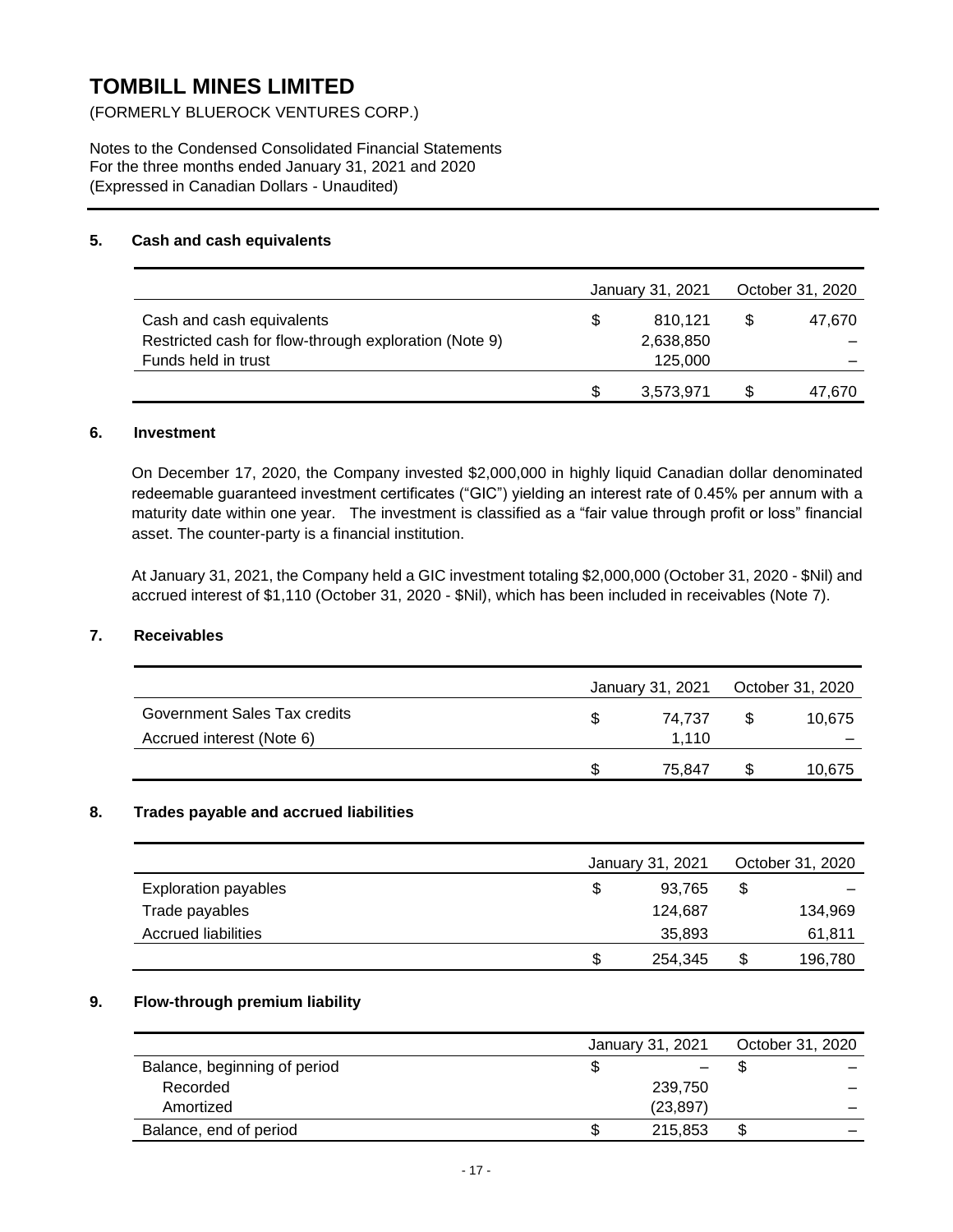# TOMBILL MINES LIMITED

(FORMERLY BLUEROCK VENTURES CORP.)

Notes to the Condensed Consolidated Financial Statements
For the three months ended January 31, 2021 and 2020
(Expressed in Canadian Dollars - Unaudited)

## 5. Cash and cash equivalents

| | January 31, 2021 | October 31, 2020 |
|---|---|---|
| Cash and cash equivalents | $ 810,121 | $ 47,670 |
| Restricted cash for flow-through exploration (Note 9) | 2,638,850 | – |
| Funds held in trust | 125,000 | – |
| | $ 3,573,971 | $ 47,670 |

## 6. Investment

On December 17, 2020, the Company invested $2,000,000 in highly liquid Canadian dollar denominated redeemable guaranteed investment certificates ("GIC") yielding an interest rate of 0.45% per annum with a maturity date within one year. The investment is classified as a "fair value through profit or loss" financial asset. The counter-party is a financial institution.

At January 31, 2021, the Company held a GIC investment totaling $2,000,000 (October 31, 2020 - $Nil) and accrued interest of $1,110 (October 31, 2020 - $Nil), which has been included in receivables (Note 7).

## 7. Receivables

| | January 31, 2021 | October 31, 2020 |
|---|---|---|
| Government Sales Tax credits | $ 74,737 | $ 10,675 |
| Accrued interest (Note 6) | 1,110 | – |
| | $ 75,847 | $ 10,675 |

## 8. Trades payable and accrued liabilities

| | January 31, 2021 | October 31, 2020 |
|---|---|---|
| Exploration payables | $ 93,765 | $ – |
| Trade payables | 124,687 | 134,969 |
| Accrued liabilities | 35,893 | 61,811 |
| | $ 254,345 | $ 196,780 |

## 9. Flow-through premium liability

| | January 31, 2021 | October 31, 2020 |
|---|---|---|
| Balance, beginning of period | $ – | $ – |
| Recorded | 239,750 | – |
| Amortized | (23,897) | – |
| Balance, end of period | $ 215,853 | $ – |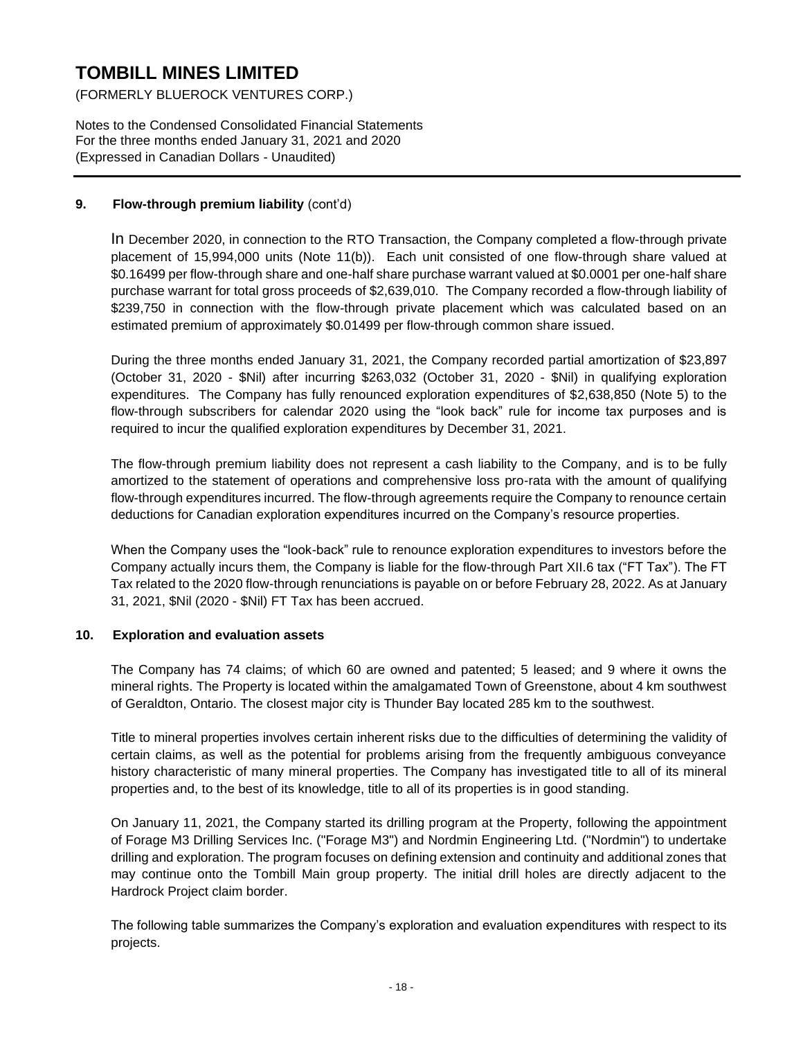# TOMBILL MINES LIMITED

(FORMERLY BLUEROCK VENTURES CORP.)

Notes to the Condensed Consolidated Financial Statements
For the three months ended January 31, 2021 and 2020
(Expressed in Canadian Dollars - Unaudited)

## 9. Flow-through premium liability (cont'd)

In December 2020, in connection to the RTO Transaction, the Company completed a flow-through private placement of 15,994,000 units (Note 11(b)). Each unit consisted of one flow-through share valued at \$0.16499 per flow-through share and one-half share purchase warrant valued at \$0.0001 per one-half share purchase warrant for total gross proceeds of \$2,639,010. The Company recorded a flow-through liability of \$239,750 in connection with the flow-through private placement which was calculated based on an estimated premium of approximately \$0.01499 per flow-through common share issued.

During the three months ended January 31, 2021, the Company recorded partial amortization of \$23,897 (October 31, 2020 - \$Nil) after incurring \$263,032 (October 31, 2020 - \$Nil) in qualifying exploration expenditures. The Company has fully renounced exploration expenditures of \$2,638,850 (Note 5) to the flow-through subscribers for calendar 2020 using the "look back" rule for income tax purposes and is required to incur the qualified exploration expenditures by December 31, 2021.

The flow-through premium liability does not represent a cash liability to the Company, and is to be fully amortized to the statement of operations and comprehensive loss pro-rata with the amount of qualifying flow-through expenditures incurred. The flow-through agreements require the Company to renounce certain deductions for Canadian exploration expenditures incurred on the Company's resource properties.

When the Company uses the "look-back" rule to renounce exploration expenditures to investors before the Company actually incurs them, the Company is liable for the flow-through Part XII.6 tax ("FT Tax"). The FT Tax related to the 2020 flow-through renunciations is payable on or before February 28, 2022. As at January 31, 2021, \$Nil (2020 - \$Nil) FT Tax has been accrued.

## 10. Exploration and evaluation assets

The Company has 74 claims; of which 60 are owned and patented; 5 leased; and 9 where it owns the mineral rights. The Property is located within the amalgamated Town of Greenstone, about 4 km southwest of Geraldton, Ontario. The closest major city is Thunder Bay located 285 km to the southwest.

Title to mineral properties involves certain inherent risks due to the difficulties of determining the validity of certain claims, as well as the potential for problems arising from the frequently ambiguous conveyance history characteristic of many mineral properties. The Company has investigated title to all of its mineral properties and, to the best of its knowledge, title to all of its properties is in good standing.

On January 11, 2021, the Company started its drilling program at the Property, following the appointment of Forage M3 Drilling Services Inc. ("Forage M3") and Nordmin Engineering Ltd. ("Nordmin") to undertake drilling and exploration. The program focuses on defining extension and continuity and additional zones that may continue onto the Tombill Main group property. The initial drill holes are directly adjacent to the Hardrock Project claim border.

The following table summarizes the Company's exploration and evaluation expenditures with respect to its projects.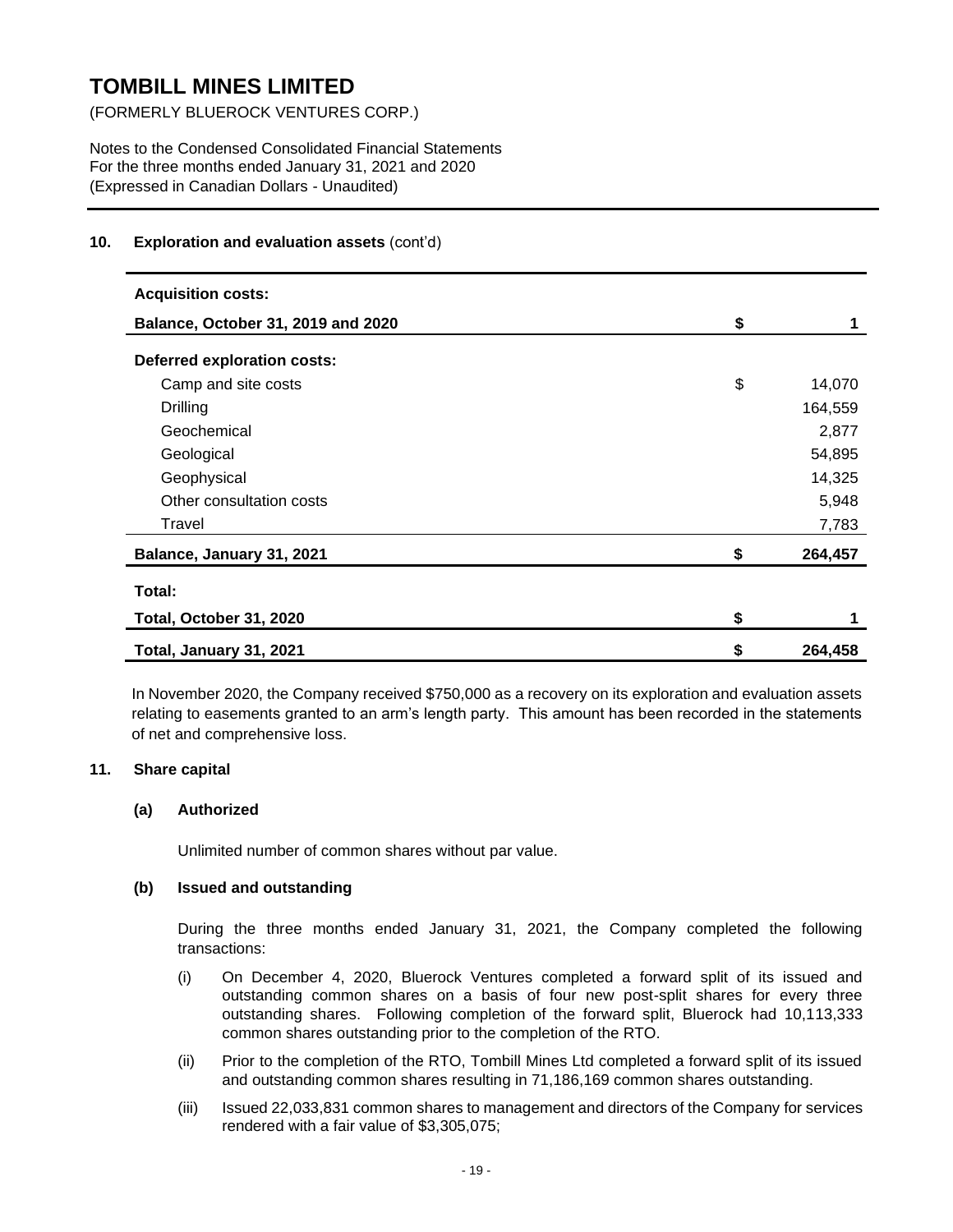# TOMBILL MINES LIMITED

(FORMERLY BLUEROCK VENTURES CORP.)

Notes to the Condensed Consolidated Financial Statements
For the three months ended January 31, 2021 and 2020
(Expressed in Canadian Dollars - Unaudited)

## 10. Exploration and evaluation assets (cont'd)

| | | |
|---|---|---|
| **Acquisition costs:** | | |
| **Balance, October 31, 2019 and 2020** | **$** | **1** |
| **Deferred exploration costs:** | | |
| Camp and site costs | $ | 14,070 |
| Drilling | | 164,559 |
| Geochemical | | 2,877 |
| Geological | | 54,895 |
| Geophysical | | 14,325 |
| Other consultation costs | | 5,948 |
| Travel | | 7,783 |
| **Balance, January 31, 2021** | **$** | **264,457** |
| **Total:** | | |
| **Total, October 31, 2020** | **$** | **1** |
| **Total, January 31, 2021** | **$** | **264,458** |

In November 2020, the Company received $750,000 as a recovery on its exploration and evaluation assets relating to easements granted to an arm's length party. This amount has been recorded in the statements of net and comprehensive loss.

## 11. Share capital

### (a) Authorized

Unlimited number of common shares without par value.

### (b) Issued and outstanding

During the three months ended January 31, 2021, the Company completed the following transactions:

(i) On December 4, 2020, Bluerock Ventures completed a forward split of its issued and outstanding common shares on a basis of four new post-split shares for every three outstanding shares. Following completion of the forward split, Bluerock had 10,113,333 common shares outstanding prior to the completion of the RTO.

(ii) Prior to the completion of the RTO, Tombill Mines Ltd completed a forward split of its issued and outstanding common shares resulting in 71,186,169 common shares outstanding.

(iii) Issued 22,033,831 common shares to management and directors of the Company for services rendered with a fair value of $3,305,075;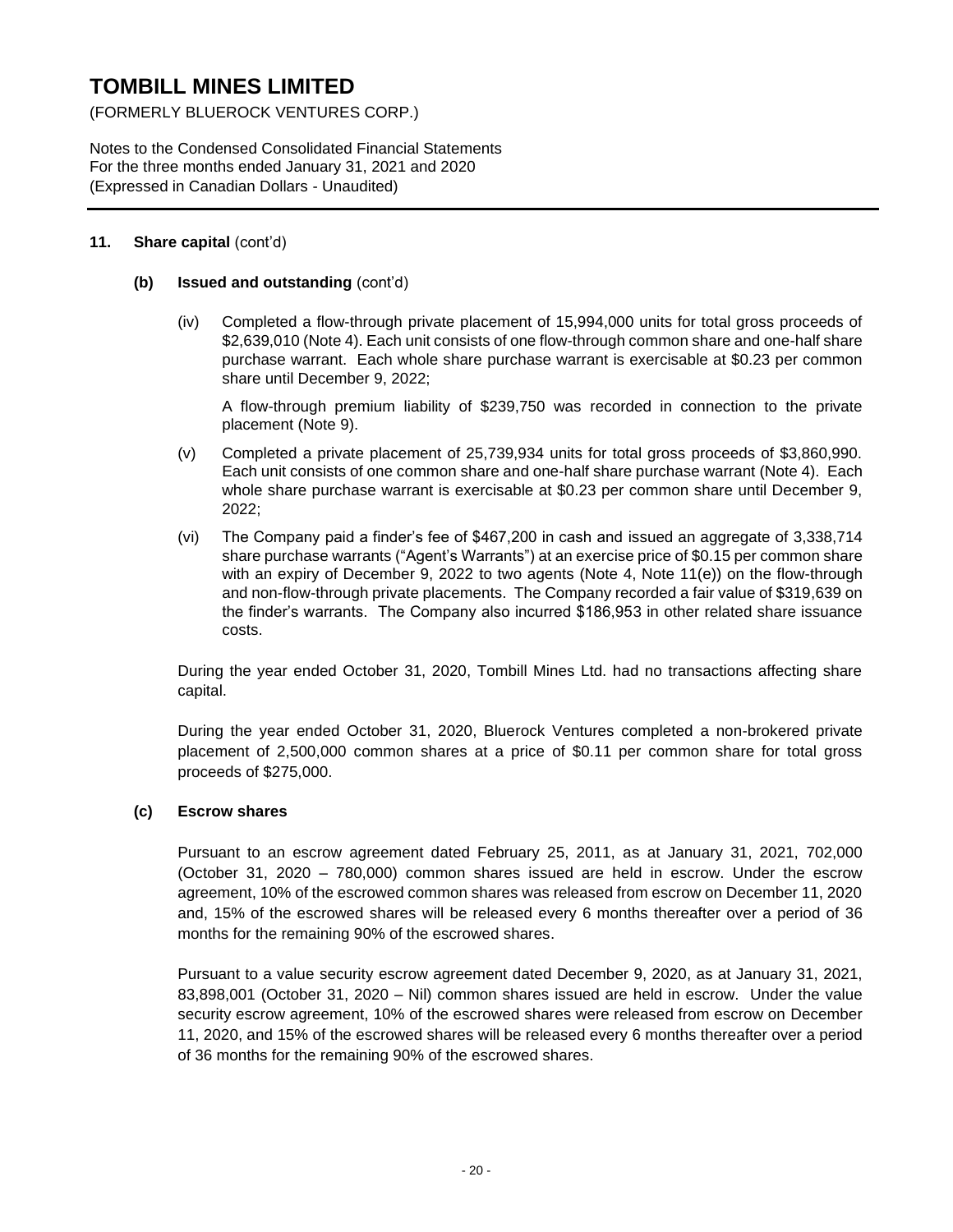# TOMBILL MINES LIMITED

(FORMERLY BLUEROCK VENTURES CORP.)

Notes to the Condensed Consolidated Financial Statements
For the three months ended January 31, 2021 and 2020
(Expressed in Canadian Dollars - Unaudited)

**11. Share capital** (cont'd)

**(b) Issued and outstanding** (cont'd)

(iv) Completed a flow-through private placement of 15,994,000 units for total gross proceeds of \$2,639,010 (Note 4). Each unit consists of one flow-through common share and one-half share purchase warrant. Each whole share purchase warrant is exercisable at \$0.23 per common share until December 9, 2022;

A flow-through premium liability of \$239,750 was recorded in connection to the private placement (Note 9).

(v) Completed a private placement of 25,739,934 units for total gross proceeds of \$3,860,990. Each unit consists of one common share and one-half share purchase warrant (Note 4). Each whole share purchase warrant is exercisable at \$0.23 per common share until December 9, 2022;

(vi) The Company paid a finder's fee of \$467,200 in cash and issued an aggregate of 3,338,714 share purchase warrants ("Agent's Warrants") at an exercise price of \$0.15 per common share with an expiry of December 9, 2022 to two agents (Note 4, Note 11(e)) on the flow-through and non-flow-through private placements. The Company recorded a fair value of \$319,639 on the finder's warrants. The Company also incurred \$186,953 in other related share issuance costs.

During the year ended October 31, 2020, Tombill Mines Ltd. had no transactions affecting share capital.

During the year ended October 31, 2020, Bluerock Ventures completed a non-brokered private placement of 2,500,000 common shares at a price of \$0.11 per common share for total gross proceeds of \$275,000.

**(c) Escrow shares**

Pursuant to an escrow agreement dated February 25, 2011, as at January 31, 2021, 702,000 (October 31, 2020 – 780,000) common shares issued are held in escrow. Under the escrow agreement, 10% of the escrowed common shares was released from escrow on December 11, 2020 and, 15% of the escrowed shares will be released every 6 months thereafter over a period of 36 months for the remaining 90% of the escrowed shares.

Pursuant to a value security escrow agreement dated December 9, 2020, as at January 31, 2021, 83,898,001 (October 31, 2020 – Nil) common shares issued are held in escrow. Under the value security escrow agreement, 10% of the escrowed shares were released from escrow on December 11, 2020, and 15% of the escrowed shares will be released every 6 months thereafter over a period of 36 months for the remaining 90% of the escrowed shares.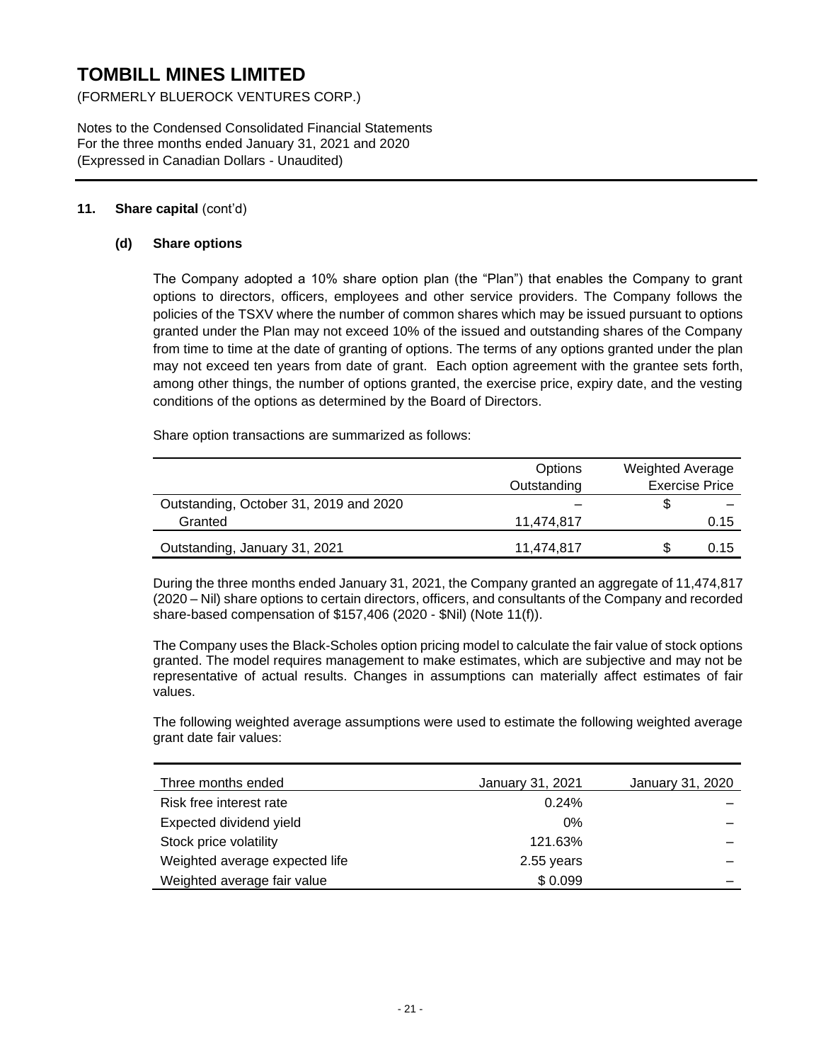# TOMBILL MINES LIMITED

(FORMERLY BLUEROCK VENTURES CORP.)

Notes to the Condensed Consolidated Financial Statements
For the three months ended January 31, 2021 and 2020
(Expressed in Canadian Dollars - Unaudited)

**11. Share capital** (cont'd)

**(d) Share options**

The Company adopted a 10% share option plan (the "Plan") that enables the Company to grant options to directors, officers, employees and other service providers. The Company follows the policies of the TSXV where the number of common shares which may be issued pursuant to options granted under the Plan may not exceed 10% of the issued and outstanding shares of the Company from time to time at the date of granting of options. The terms of any options granted under the plan may not exceed ten years from date of grant. Each option agreement with the grantee sets forth, among other things, the number of options granted, the exercise price, expiry date, and the vesting conditions of the options as determined by the Board of Directors.

Share option transactions are summarized as follows:

| | Options Outstanding | Weighted Average Exercise Price |
|---|---|---|
| Outstanding, October 31, 2019 and 2020 | – | $ – |
| Granted | 11,474,817 | 0.15 |
| Outstanding, January 31, 2021 | 11,474,817 | $ 0.15 |

During the three months ended January 31, 2021, the Company granted an aggregate of 11,474,817 (2020 – Nil) share options to certain directors, officers, and consultants of the Company and recorded share-based compensation of $157,406 (2020 - $Nil) (Note 11(f)).

The Company uses the Black-Scholes option pricing model to calculate the fair value of stock options granted. The model requires management to make estimates, which are subjective and may not be representative of actual results. Changes in assumptions can materially affect estimates of fair values.

The following weighted average assumptions were used to estimate the following weighted average grant date fair values:

| Three months ended | January 31, 2021 | January 31, 2020 |
|---|---|---|
| Risk free interest rate | 0.24% | – |
| Expected dividend yield | 0% | – |
| Stock price volatility | 121.63% | – |
| Weighted average expected life | 2.55 years | – |
| Weighted average fair value | $ 0.099 | – |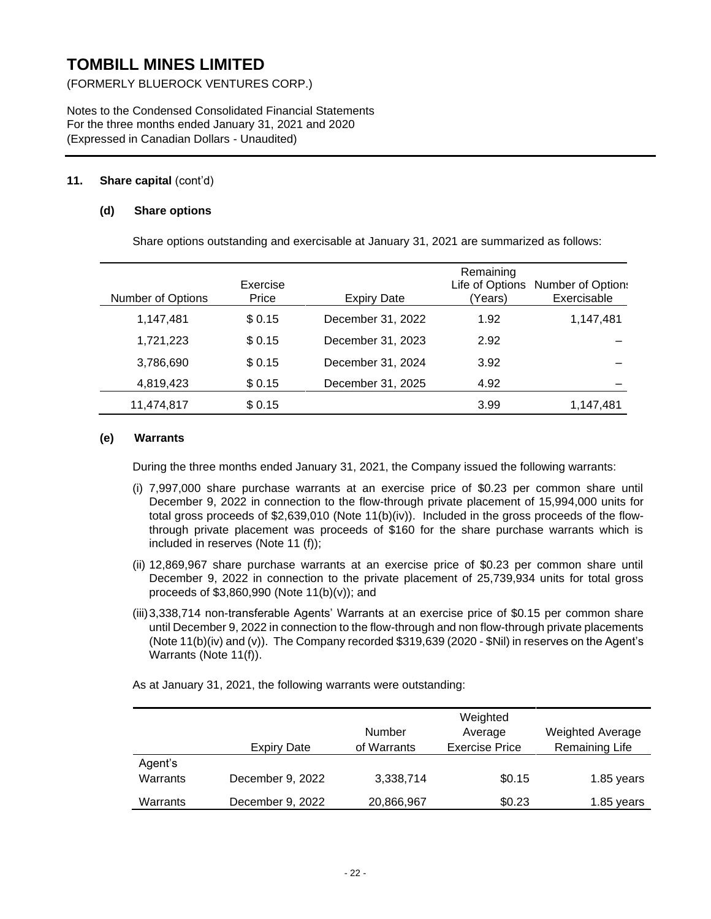# TOMBILL MINES LIMITED

(FORMERLY BLUEROCK VENTURES CORP.)

Notes to the Condensed Consolidated Financial Statements
For the three months ended January 31, 2021 and 2020
(Expressed in Canadian Dollars - Unaudited)

**11. Share capital** (cont'd)

**(d) Share options**

Share options outstanding and exercisable at January 31, 2021 are summarized as follows:

| Number of Options | Exercise Price | Expiry Date | Remaining Life of Options (Years) | Number of Options Exercisable |
|---|---|---|---|---|
| 1,147,481 | $ 0.15 | December 31, 2022 | 1.92 | 1,147,481 |
| 1,721,223 | $ 0.15 | December 31, 2023 | 2.92 | – |
| 3,786,690 | $ 0.15 | December 31, 2024 | 3.92 | – |
| 4,819,423 | $ 0.15 | December 31, 2025 | 4.92 | – |
| 11,474,817 | $ 0.15 | | 3.99 | 1,147,481 |

**(e) Warrants**

During the three months ended January 31, 2021, the Company issued the following warrants:

(i) 7,997,000 share purchase warrants at an exercise price of $0.23 per common share until December 9, 2022 in connection to the flow-through private placement of 15,994,000 units for total gross proceeds of $2,639,010 (Note 11(b)(iv)). Included in the gross proceeds of the flow-through private placement was proceeds of $160 for the share purchase warrants which is included in reserves (Note 11 (f));

(ii) 12,869,967 share purchase warrants at an exercise price of $0.23 per common share until December 9, 2022 in connection to the private placement of 25,739,934 units for total gross proceeds of $3,860,990 (Note 11(b)(v)); and

(iii) 3,338,714 non-transferable Agents' Warrants at an exercise price of $0.15 per common share until December 9, 2022 in connection to the flow-through and non flow-through private placements (Note 11(b)(iv) and (v)). The Company recorded $319,639 (2020 - $Nil) in reserves on the Agent's Warrants (Note 11(f)).

As at January 31, 2021, the following warrants were outstanding:

| | Expiry Date | Number of Warrants | Weighted Average Exercise Price | Weighted Average Remaining Life |
|---|---|---|---|---|
| Agent's Warrants | December 9, 2022 | 3,338,714 | $0.15 | 1.85 years |
| Warrants | December 9, 2022 | 20,866,967 | $0.23 | 1.85 years |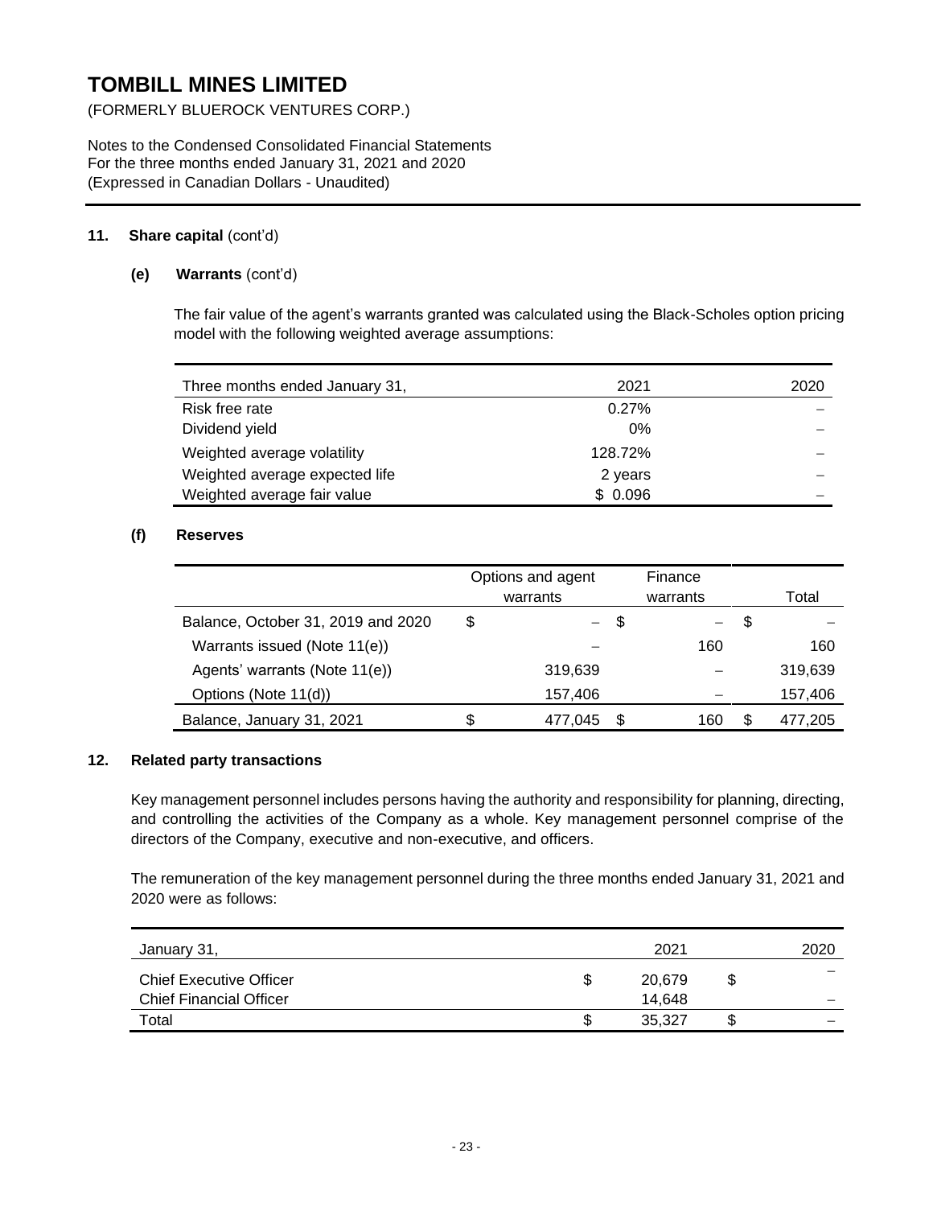# TOMBILL MINES LIMITED

(FORMERLY BLUEROCK VENTURES CORP.)

Notes to the Condensed Consolidated Financial Statements
For the three months ended January 31, 2021 and 2020
(Expressed in Canadian Dollars - Unaudited)

**11. Share capital** (cont'd)

**(e) Warrants** (cont'd)

The fair value of the agent's warrants granted was calculated using the Black-Scholes option pricing model with the following weighted average assumptions:

| Three months ended January 31, | 2021 | 2020 |
|---|---|---|
| Risk free rate | 0.27% | – |
| Dividend yield | 0% | – |
| Weighted average volatility | 128.72% | – |
| Weighted average expected life | 2 years | – |
| Weighted average fair value | $ 0.096 | – |

**(f) Reserves**

| | Options and agent warrants | Finance warrants | Total |
|---|---|---|---|
| Balance, October 31, 2019 and 2020 | $ – | $ – | $ – |
| Warrants issued (Note 11(e)) | – | 160 | 160 |
| Agents' warrants (Note 11(e)) | 319,639 | – | 319,639 |
| Options (Note 11(d)) | 157,406 | – | 157,406 |
| Balance, January 31, 2021 | $ 477,045 | $ 160 | $ 477,205 |

**12. Related party transactions**

Key management personnel includes persons having the authority and responsibility for planning, directing, and controlling the activities of the Company as a whole. Key management personnel comprise of the directors of the Company, executive and non-executive, and officers.

The remuneration of the key management personnel during the three months ended January 31, 2021 and 2020 were as follows:

| January 31, | 2021 | 2020 |
|---|---|---|
| Chief Executive Officer | $ 20,679 | $ – |
| Chief Financial Officer | 14,648 | – |
| Total | $ 35,327 | $ – |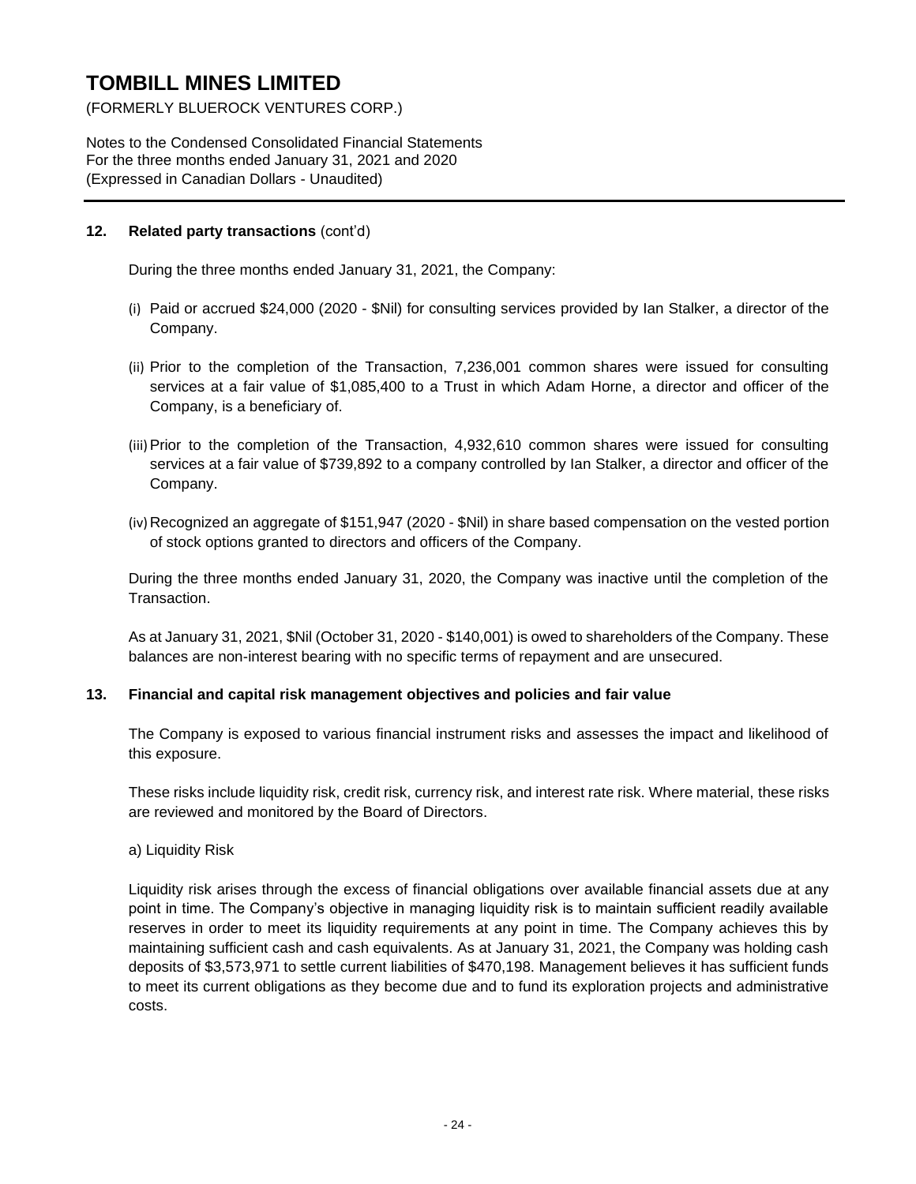## 12. Related party transactions (cont'd)

During the three months ended January 31, 2021, the Company:

(i) Paid or accrued $24,000 (2020 - $Nil) for consulting services provided by Ian Stalker, a director of the Company.

(ii) Prior to the completion of the Transaction, 7,236,001 common shares were issued for consulting services at a fair value of $1,085,400 to a Trust in which Adam Horne, a director and officer of the Company, is a beneficiary of.

(iii) Prior to the completion of the Transaction, 4,932,610 common shares were issued for consulting services at a fair value of $739,892 to a company controlled by Ian Stalker, a director and officer of the Company.

(iv) Recognized an aggregate of $151,947 (2020 - $Nil) in share based compensation on the vested portion of stock options granted to directors and officers of the Company.

During the three months ended January 31, 2020, the Company was inactive until the completion of the Transaction.

As at January 31, 2021, $Nil (October 31, 2020 - $140,001) is owed to shareholders of the Company. These balances are non-interest bearing with no specific terms of repayment and are unsecured.

## 13. Financial and capital risk management objectives and policies and fair value

The Company is exposed to various financial instrument risks and assesses the impact and likelihood of this exposure.

These risks include liquidity risk, credit risk, currency risk, and interest rate risk. Where material, these risks are reviewed and monitored by the Board of Directors.

a) Liquidity Risk

Liquidity risk arises through the excess of financial obligations over available financial assets due at any point in time. The Company's objective in managing liquidity risk is to maintain sufficient readily available reserves in order to meet its liquidity requirements at any point in time. The Company achieves this by maintaining sufficient cash and cash equivalents. As at January 31, 2021, the Company was holding cash deposits of $3,573,971 to settle current liabilities of $470,198. Management believes it has sufficient funds to meet its current obligations as they become due and to fund its exploration projects and administrative costs.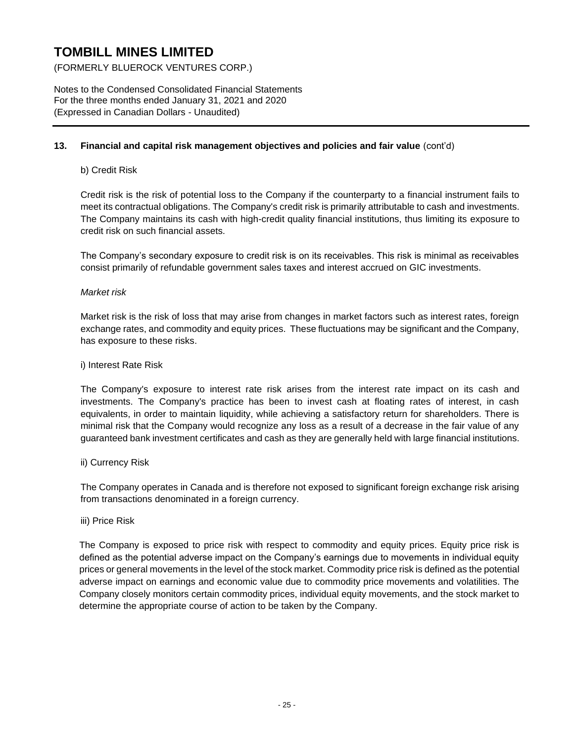# TOMBILL MINES LIMITED

(FORMERLY BLUEROCK VENTURES CORP.)

Notes to the Condensed Consolidated Financial Statements
For the three months ended January 31, 2021 and 2020
(Expressed in Canadian Dollars - Unaudited)

## 13. Financial and capital risk management objectives and policies and fair value (cont'd)

b) Credit Risk

Credit risk is the risk of potential loss to the Company if the counterparty to a financial instrument fails to meet its contractual obligations. The Company's credit risk is primarily attributable to cash and investments. The Company maintains its cash with high-credit quality financial institutions, thus limiting its exposure to credit risk on such financial assets.

The Company's secondary exposure to credit risk is on its receivables. This risk is minimal as receivables consist primarily of refundable government sales taxes and interest accrued on GIC investments.

*Market risk*

Market risk is the risk of loss that may arise from changes in market factors such as interest rates, foreign exchange rates, and commodity and equity prices. These fluctuations may be significant and the Company, has exposure to these risks.

i) Interest Rate Risk

The Company's exposure to interest rate risk arises from the interest rate impact on its cash and investments. The Company's practice has been to invest cash at floating rates of interest, in cash equivalents, in order to maintain liquidity, while achieving a satisfactory return for shareholders. There is minimal risk that the Company would recognize any loss as a result of a decrease in the fair value of any guaranteed bank investment certificates and cash as they are generally held with large financial institutions.

ii) Currency Risk

The Company operates in Canada and is therefore not exposed to significant foreign exchange risk arising from transactions denominated in a foreign currency.

iii) Price Risk

The Company is exposed to price risk with respect to commodity and equity prices. Equity price risk is defined as the potential adverse impact on the Company's earnings due to movements in individual equity prices or general movements in the level of the stock market. Commodity price risk is defined as the potential adverse impact on earnings and economic value due to commodity price movements and volatilities. The Company closely monitors certain commodity prices, individual equity movements, and the stock market to determine the appropriate course of action to be taken by the Company.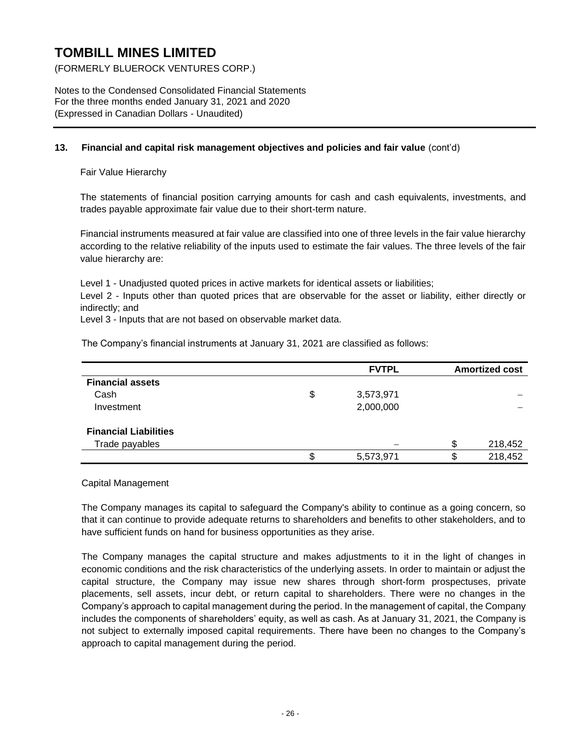# TOMBILL MINES LIMITED

(FORMERLY BLUEROCK VENTURES CORP.)

Notes to the Condensed Consolidated Financial Statements
For the three months ended January 31, 2021 and 2020
(Expressed in Canadian Dollars - Unaudited)

**13. Financial and capital risk management objectives and policies and fair value** (cont'd)

Fair Value Hierarchy

The statements of financial position carrying amounts for cash and cash equivalents, investments, and trades payable approximate fair value due to their short-term nature.

Financial instruments measured at fair value are classified into one of three levels in the fair value hierarchy according to the relative reliability of the inputs used to estimate the fair values. The three levels of the fair value hierarchy are:

Level 1 - Unadjusted quoted prices in active markets for identical assets or liabilities;
Level 2 - Inputs other than quoted prices that are observable for the asset or liability, either directly or indirectly; and
Level 3 - Inputs that are not based on observable market data.

The Company's financial instruments at January 31, 2021 are classified as follows:

| | FVTPL | Amortized cost |
|---|---|---|
| **Financial assets** | | |
| Cash | $ 3,573,971 | – |
| Investment | 2,000,000 | – |
| **Financial Liabilities** | | |
| Trade payables | – | $ 218,452 |
| | $ 5,573,971 | $ 218,452 |

Capital Management

The Company manages its capital to safeguard the Company's ability to continue as a going concern, so that it can continue to provide adequate returns to shareholders and benefits to other stakeholders, and to have sufficient funds on hand for business opportunities as they arise.

The Company manages the capital structure and makes adjustments to it in the light of changes in economic conditions and the risk characteristics of the underlying assets. In order to maintain or adjust the capital structure, the Company may issue new shares through short-form prospectuses, private placements, sell assets, incur debt, or return capital to shareholders. There were no changes in the Company's approach to capital management during the period. In the management of capital, the Company includes the components of shareholders' equity, as well as cash. As at January 31, 2021, the Company is not subject to externally imposed capital requirements. There have been no changes to the Company's approach to capital management during the period.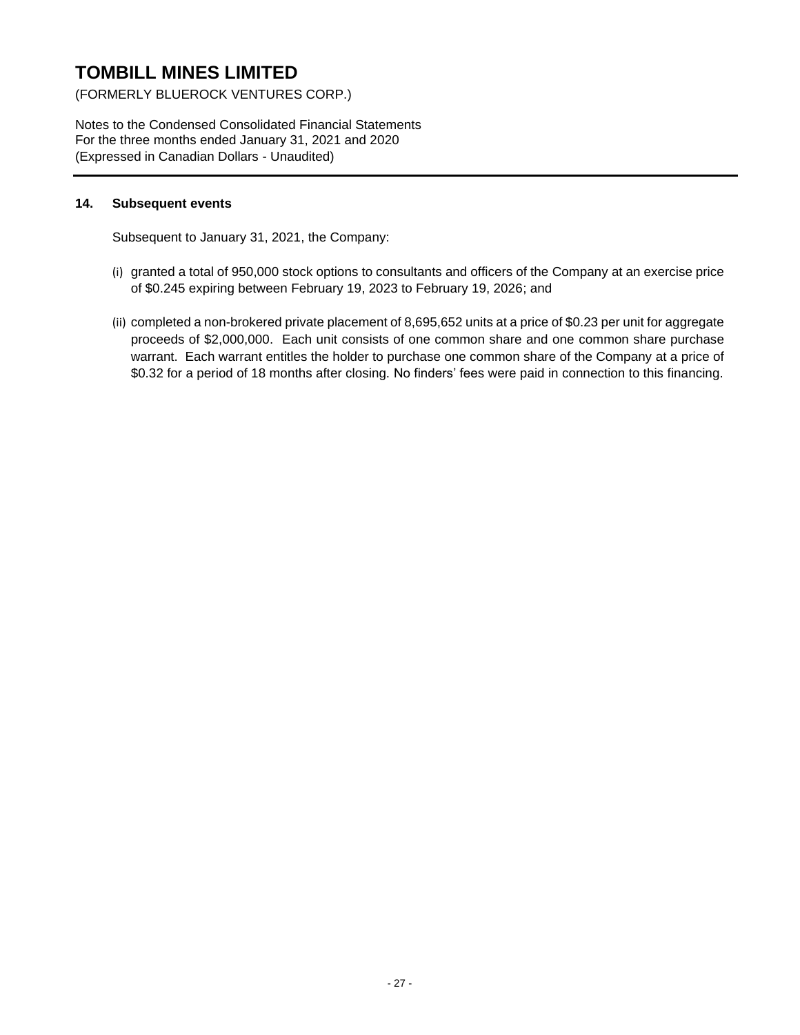# TOMBILL MINES LIMITED

(FORMERLY BLUEROCK VENTURES CORP.)

Notes to the Condensed Consolidated Financial Statements
For the three months ended January 31, 2021 and 2020
(Expressed in Canadian Dollars - Unaudited)

## 14. Subsequent events

Subsequent to January 31, 2021, the Company:

(i) granted a total of 950,000 stock options to consultants and officers of the Company at an exercise price of $0.245 expiring between February 19, 2023 to February 19, 2026; and

(ii) completed a non-brokered private placement of 8,695,652 units at a price of $0.23 per unit for aggregate proceeds of $2,000,000. Each unit consists of one common share and one common share purchase warrant. Each warrant entitles the holder to purchase one common share of the Company at a price of $0.32 for a period of 18 months after closing. No finders' fees were paid in connection to this financing.